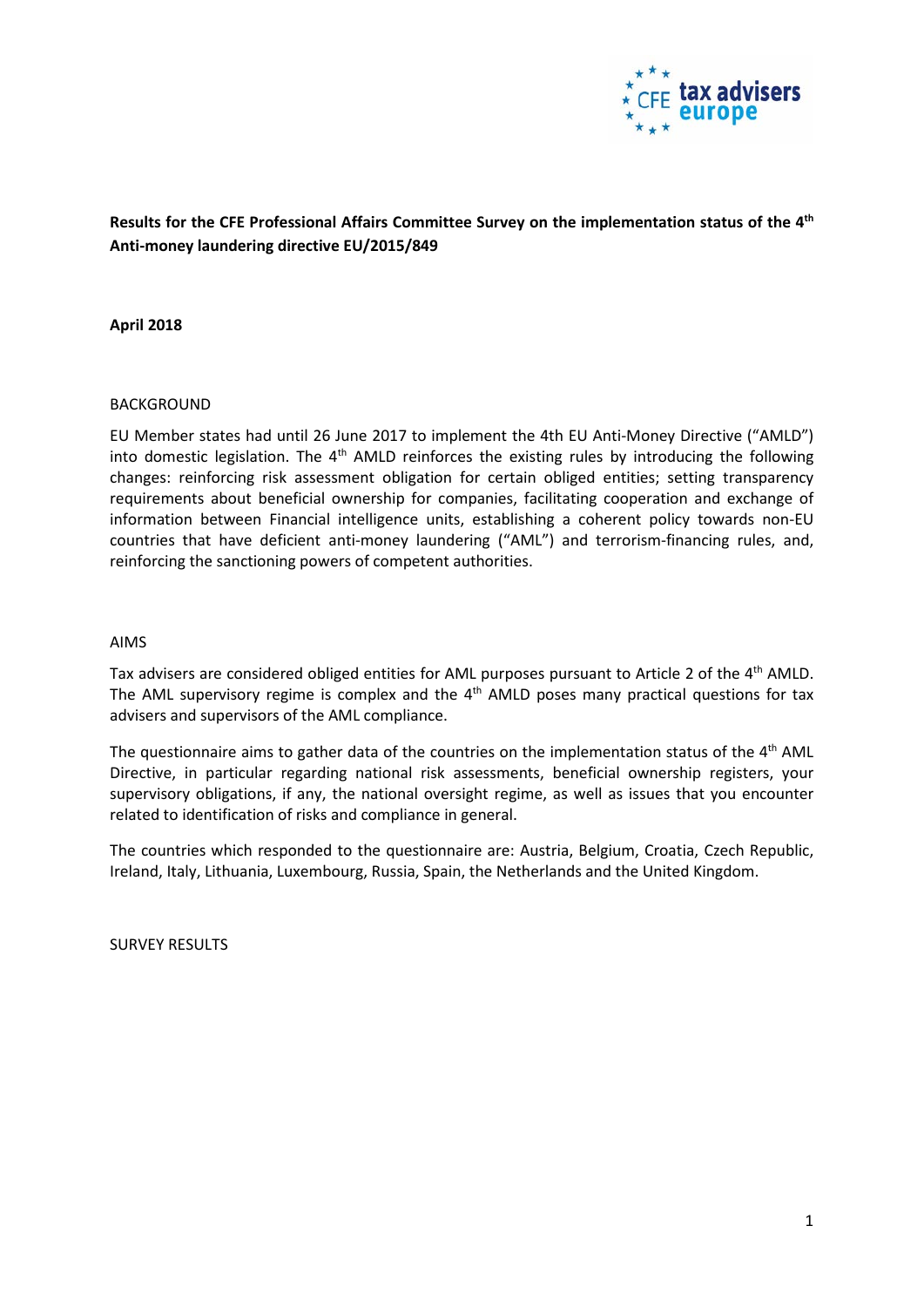**Results for the CFE Professional Affairs Committee Survey on the implementation status of the 4th Anti-money laundering directive EU/2015/849**

**April 2018**

BACKGROUND

EU Member states had until 26 June 2017 to implement the 4th EU Anti-Money Directive ("AMLD") into domestic legislation. The 4th AMLD reinforces the existing rules by introducing the following changes: reinforcing risk assessment obligation for certain obliged entities; setting transparency requirements about beneficial ownership for companies, facilitating cooperation and exchange of information between Financial intelligence units, establishing a coherent policy towards non-EU countries that have deficient anti-money laundering ("AML") and terrorism-financing rules, and, reinforcing the sanctioning powers of competent authorities.

AIMS

Tax advisers are considered obliged entities for AML purposes pursuant to Article 2 of the 4th AMLD. The AML supervisory regime is complex and the 4th AMLD poses many practical questions for tax advisers and supervisors of the AML compliance.

The questionnaire aims to gather data of the countries on the implementation status of the 4th AML Directive, in particular regarding national risk assessments, beneficial ownership registers, your supervisory obligations, if any, the national oversight regime, as well as issues that you encounter related to identification of risks and compliance in general.

The countries which responded to the questionnaire are: Austria, Belgium, Croatia, Czech Republic, Ireland, Italy, Lithuania, Luxembourg, Russia, Spain, the Netherlands and the United Kingdom.

SURVEY RESULTS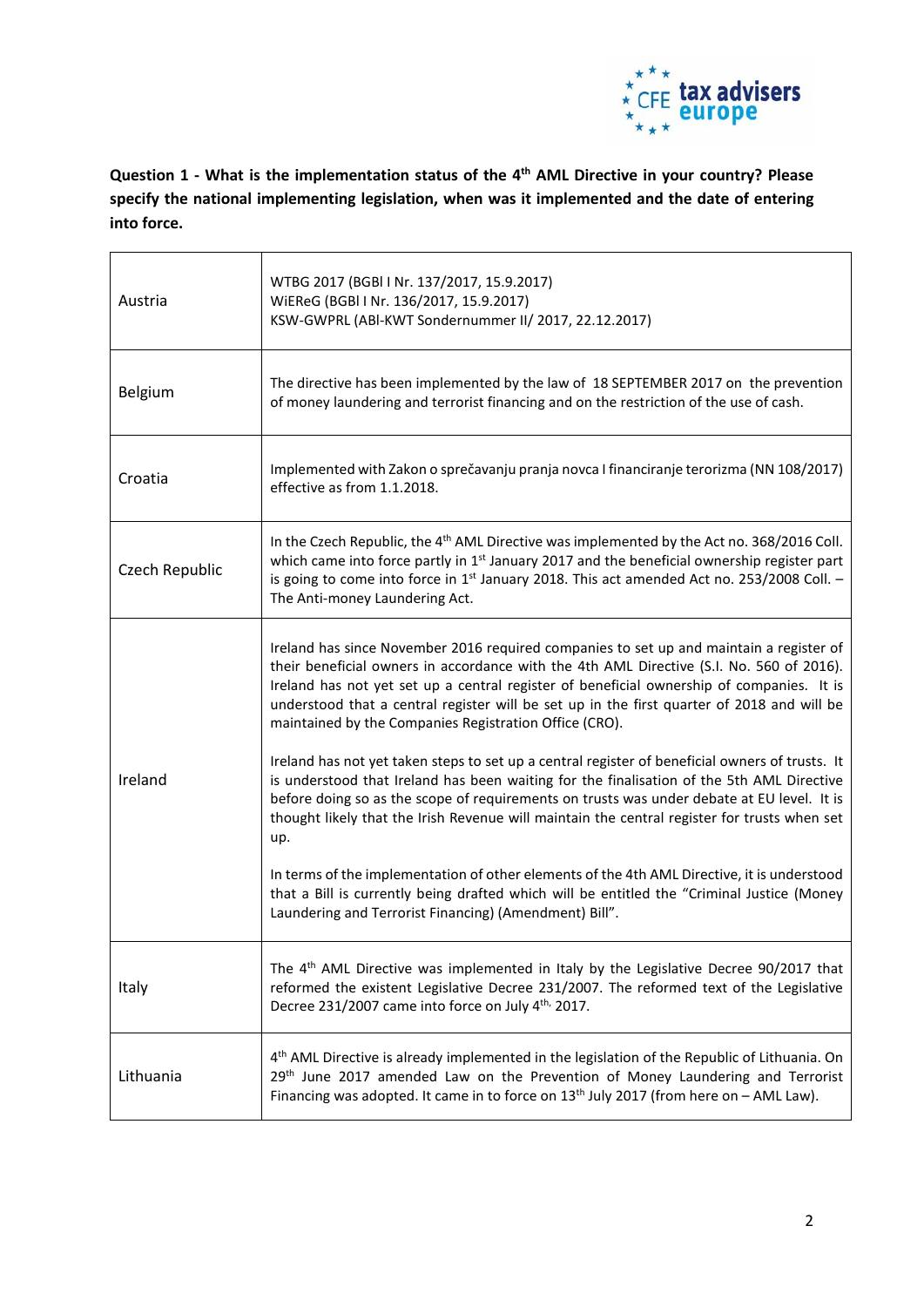**Question 1 - What is the implementation status of the 4th AML Directive in your country? Please specify the national implementing legislation, when was it implemented and the date of entering into force.**

| | |
|---|---|
| Austria | WTBG 2017 (BGBl I Nr. 137/2017, 15.9.2017)<br>WiEReG (BGBl I Nr. 136/2017, 15.9.2017)<br>KSW-GWPRL (ABl-KWT Sondernummer II/ 2017, 22.12.2017) |
| Belgium | The directive has been implemented by the law of 18 SEPTEMBER 2017 on the prevention of money laundering and terrorist financing and on the restriction of the use of cash. |
| Croatia | Implemented with Zakon o sprečavanju pranja novca I financiranje terorizma (NN 108/2017) effective as from 1.1.2018. |
| Czech Republic | In the Czech Republic, the 4th AML Directive was implemented by the Act no. 368/2016 Coll. which came into force partly in 1st January 2017 and the beneficial ownership register part is going to come into force in 1st January 2018. This act amended Act no. 253/2008 Coll. – The Anti-money Laundering Act. |
| Ireland | Ireland has since November 2016 required companies to set up and maintain a register of their beneficial owners in accordance with the 4th AML Directive (S.I. No. 560 of 2016). Ireland has not yet set up a central register of beneficial ownership of companies. It is understood that a central register will be set up in the first quarter of 2018 and will be maintained by the Companies Registration Office (CRO).<br><br>Ireland has not yet taken steps to set up a central register of beneficial owners of trusts. It is understood that Ireland has been waiting for the finalisation of the 5th AML Directive before doing so as the scope of requirements on trusts was under debate at EU level. It is thought likely that the Irish Revenue will maintain the central register for trusts when set up.<br><br>In terms of the implementation of other elements of the 4th AML Directive, it is understood that a Bill is currently being drafted which will be entitled the "Criminal Justice (Money Laundering and Terrorist Financing) (Amendment) Bill". |
| Italy | The 4th AML Directive was implemented in Italy by the Legislative Decree 90/2017 that reformed the existent Legislative Decree 231/2007. The reformed text of the Legislative Decree 231/2007 came into force on July 4th, 2017. |
| Lithuania | 4th AML Directive is already implemented in the legislation of the Republic of Lithuania. On 29th June 2017 amended Law on the Prevention of Money Laundering and Terrorist Financing was adopted. It came in to force on 13th July 2017 (from here on – AML Law). |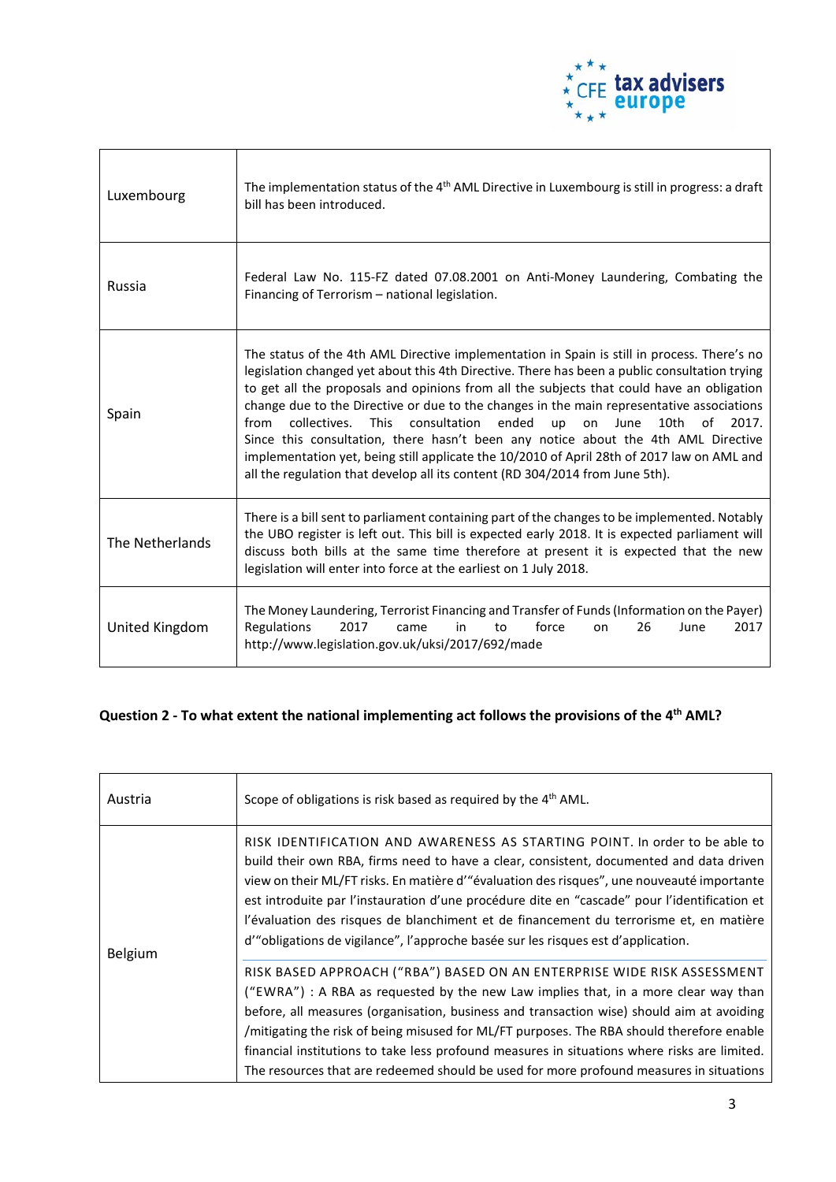| | |
|---|---|
| Luxembourg | The implementation status of the 4th AML Directive in Luxembourg is still in progress: a draft bill has been introduced. |
| Russia | Federal Law No. 115-FZ dated 07.08.2001 on Anti-Money Laundering, Combating the Financing of Terrorism – national legislation. |
| Spain | The status of the 4th AML Directive implementation in Spain is still in process. There's no legislation changed yet about this 4th Directive. There has been a public consultation trying to get all the proposals and opinions from all the subjects that could have an obligation change due to the Directive or due to the changes in the main representative associations from collectives. This consultation ended up on June 10th of 2017. Since this consultation, there hasn't been any notice about the 4th AML Directive implementation yet, being still applicate the 10/2010 of April 28th of 2017 law on AML and all the regulation that develop all its content (RD 304/2014 from June 5th). |
| The Netherlands | There is a bill sent to parliament containing part of the changes to be implemented. Notably the UBO register is left out. This bill is expected early 2018. It is expected parliament will discuss both bills at the same time therefore at present it is expected that the new legislation will enter into force at the earliest on 1 July 2018. |
| United Kingdom | The Money Laundering, Terrorist Financing and Transfer of Funds (Information on the Payer) Regulations 2017 came in to force on 26 June 2017 http://www.legislation.gov.uk/uksi/2017/692/made |

**Question 2 - To what extent the national implementing act follows the provisions of the 4th AML?**

| | |
|---|---|
| Austria | Scope of obligations is risk based as required by the 4th AML. |
| Belgium | RISK IDENTIFICATION AND AWARENESS AS STARTING POINT. In order to be able to build their own RBA, firms need to have a clear, consistent, documented and data driven view on their ML/FT risks. En matière d'"évaluation des risques", une nouveauté importante est introduite par l'instauration d'une procédure dite en "cascade" pour l'identification et l'évaluation des risques de blanchiment et de financement du terrorisme et, en matière d'"obligations de vigilance", l'approche basée sur les risques est d'application.<br><br>RISK BASED APPROACH ("RBA") BASED ON AN ENTERPRISE WIDE RISK ASSESSMENT ("EWRA") : A RBA as requested by the new Law implies that, in a more clear way than before, all measures (organisation, business and transaction wise) should aim at avoiding /mitigating the risk of being misused for ML/FT purposes. The RBA should therefore enable financial institutions to take less profound measures in situations where risks are limited. The resources that are redeemed should be used for more profound measures in situations |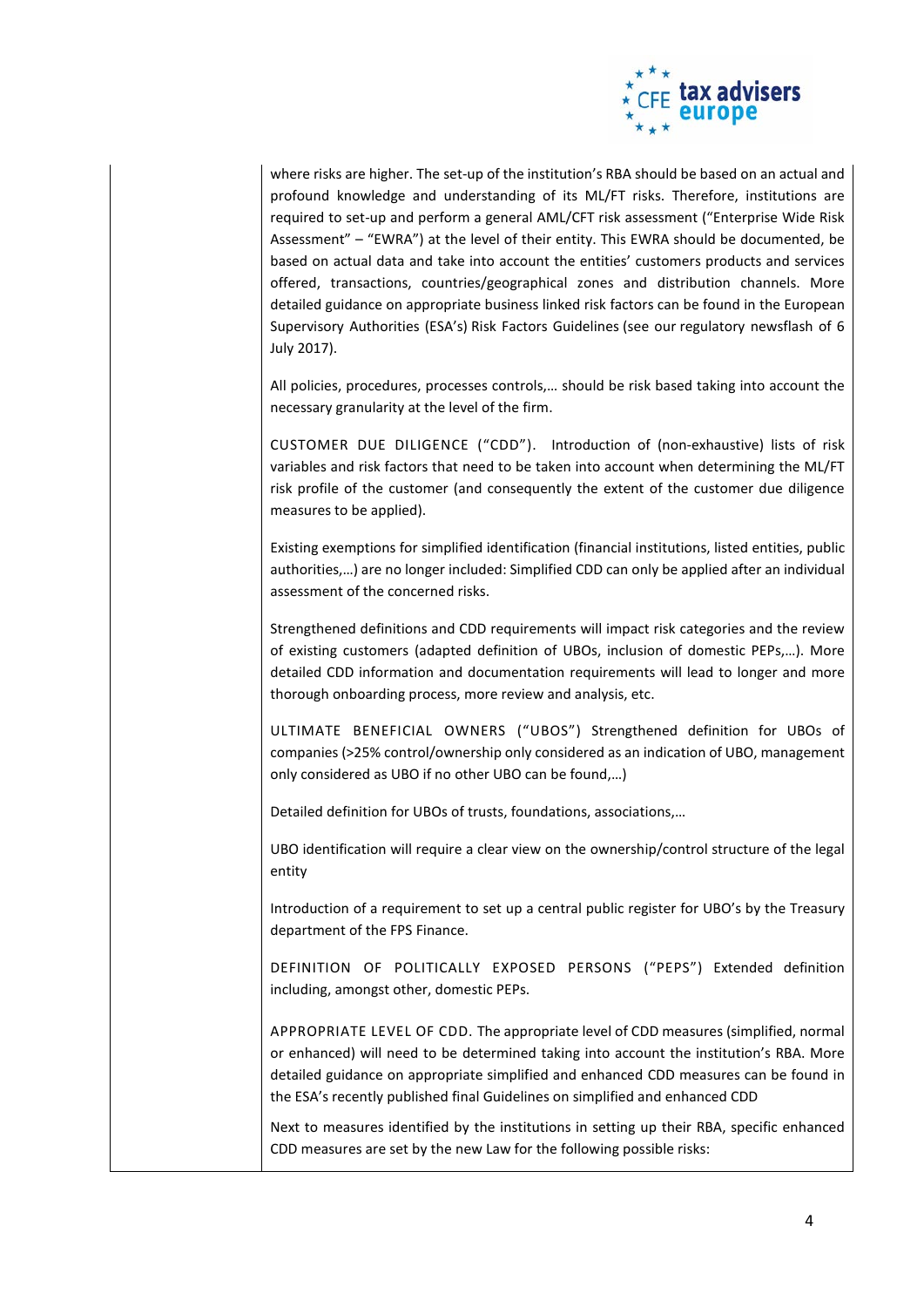where risks are higher. The set-up of the institution's RBA should be based on an actual and profound knowledge and understanding of its ML/FT risks. Therefore, institutions are required to set-up and perform a general AML/CFT risk assessment ("Enterprise Wide Risk Assessment" – "EWRA") at the level of their entity. This EWRA should be documented, be based on actual data and take into account the entities' customers products and services offered, transactions, countries/geographical zones and distribution channels. More detailed guidance on appropriate business linked risk factors can be found in the European Supervisory Authorities (ESA's) Risk Factors Guidelines (see our regulatory newsflash of 6 July 2017).

All policies, procedures, processes controls,… should be risk based taking into account the necessary granularity at the level of the firm.

CUSTOMER DUE DILIGENCE ("CDD"). Introduction of (non-exhaustive) lists of risk variables and risk factors that need to be taken into account when determining the ML/FT risk profile of the customer (and consequently the extent of the customer due diligence measures to be applied).

Existing exemptions for simplified identification (financial institutions, listed entities, public authorities,…) are no longer included: Simplified CDD can only be applied after an individual assessment of the concerned risks.

Strengthened definitions and CDD requirements will impact risk categories and the review of existing customers (adapted definition of UBOs, inclusion of domestic PEPs,…). More detailed CDD information and documentation requirements will lead to longer and more thorough onboarding process, more review and analysis, etc.

ULTIMATE BENEFICIAL OWNERS ("UBOS") Strengthened definition for UBOs of companies (>25% control/ownership only considered as an indication of UBO, management only considered as UBO if no other UBO can be found,…)

Detailed definition for UBOs of trusts, foundations, associations,…

UBO identification will require a clear view on the ownership/control structure of the legal entity

Introduction of a requirement to set up a central public register for UBO's by the Treasury department of the FPS Finance.

DEFINITION OF POLITICALLY EXPOSED PERSONS ("PEPS") Extended definition including, amongst other, domestic PEPs.

APPROPRIATE LEVEL OF CDD. The appropriate level of CDD measures (simplified, normal or enhanced) will need to be determined taking into account the institution's RBA. More detailed guidance on appropriate simplified and enhanced CDD measures can be found in the ESA's recently published final Guidelines on simplified and enhanced CDD

Next to measures identified by the institutions in setting up their RBA, specific enhanced CDD measures are set by the new Law for the following possible risks: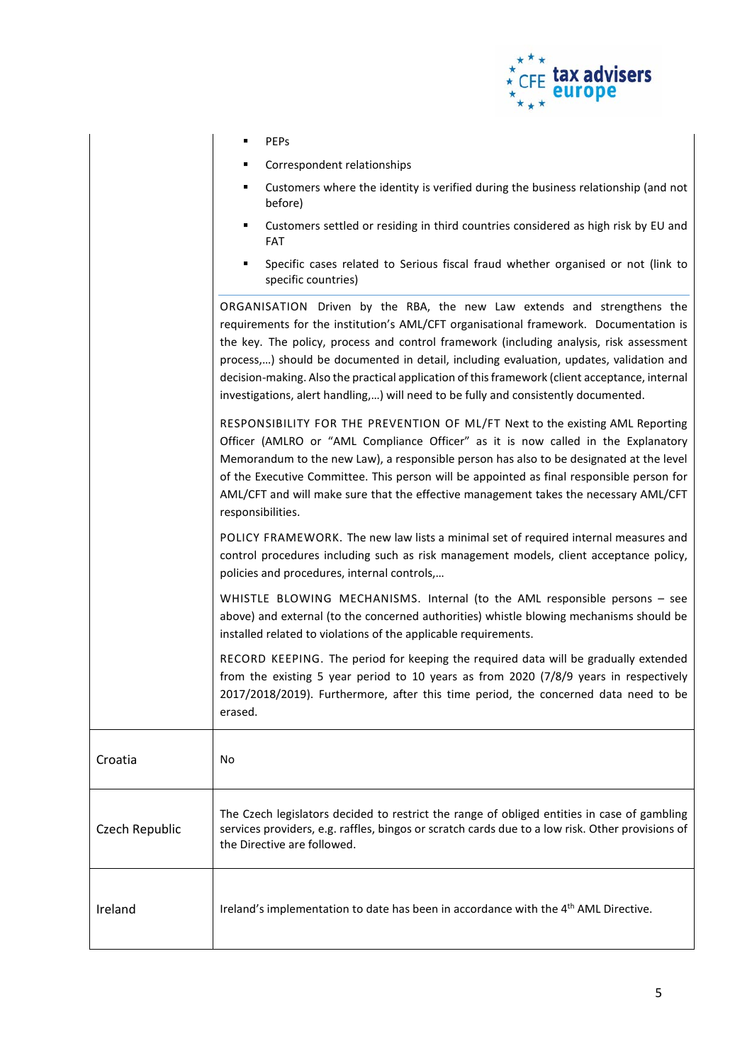| | |
|---|---|
| | ▪ PEPs<br>▪ Correspondent relationships<br>▪ Customers where the identity is verified during the business relationship (and not before)<br>▪ Customers settled or residing in third countries considered as high risk by EU and FAT<br>▪ Specific cases related to Serious fiscal fraud whether organised or not (link to specific countries)<br><br>ORGANISATION Driven by the RBA, the new Law extends and strengthens the requirements for the institution's AML/CFT organisational framework. Documentation is the key. The policy, process and control framework (including analysis, risk assessment process,…) should be documented in detail, including evaluation, updates, validation and decision-making. Also the practical application of this framework (client acceptance, internal investigations, alert handling,…) will need to be fully and consistently documented.<br><br>RESPONSIBILITY FOR THE PREVENTION OF ML/FT Next to the existing AML Reporting Officer (AMLRO or "AML Compliance Officer" as it is now called in the Explanatory Memorandum to the new Law), a responsible person has also to be designated at the level of the Executive Committee. This person will be appointed as final responsible person for AML/CFT and will make sure that the effective management takes the necessary AML/CFT responsibilities.<br><br>POLICY FRAMEWORK. The new law lists a minimal set of required internal measures and control procedures including such as risk management models, client acceptance policy, policies and procedures, internal controls,…<br><br>WHISTLE BLOWING MECHANISMS. Internal (to the AML responsible persons – see above) and external (to the concerned authorities) whistle blowing mechanisms should be installed related to violations of the applicable requirements.<br><br>RECORD KEEPING. The period for keeping the required data will be gradually extended from the existing 5 year period to 10 years as from 2020 (7/8/9 years in respectively 2017/2018/2019). Furthermore, after this time period, the concerned data need to be erased. |
| Croatia | No |
| Czech Republic | The Czech legislators decided to restrict the range of obliged entities in case of gambling services providers, e.g. raffles, bingos or scratch cards due to a low risk. Other provisions of the Directive are followed. |
| Ireland | Ireland's implementation to date has been in accordance with the 4th AML Directive. |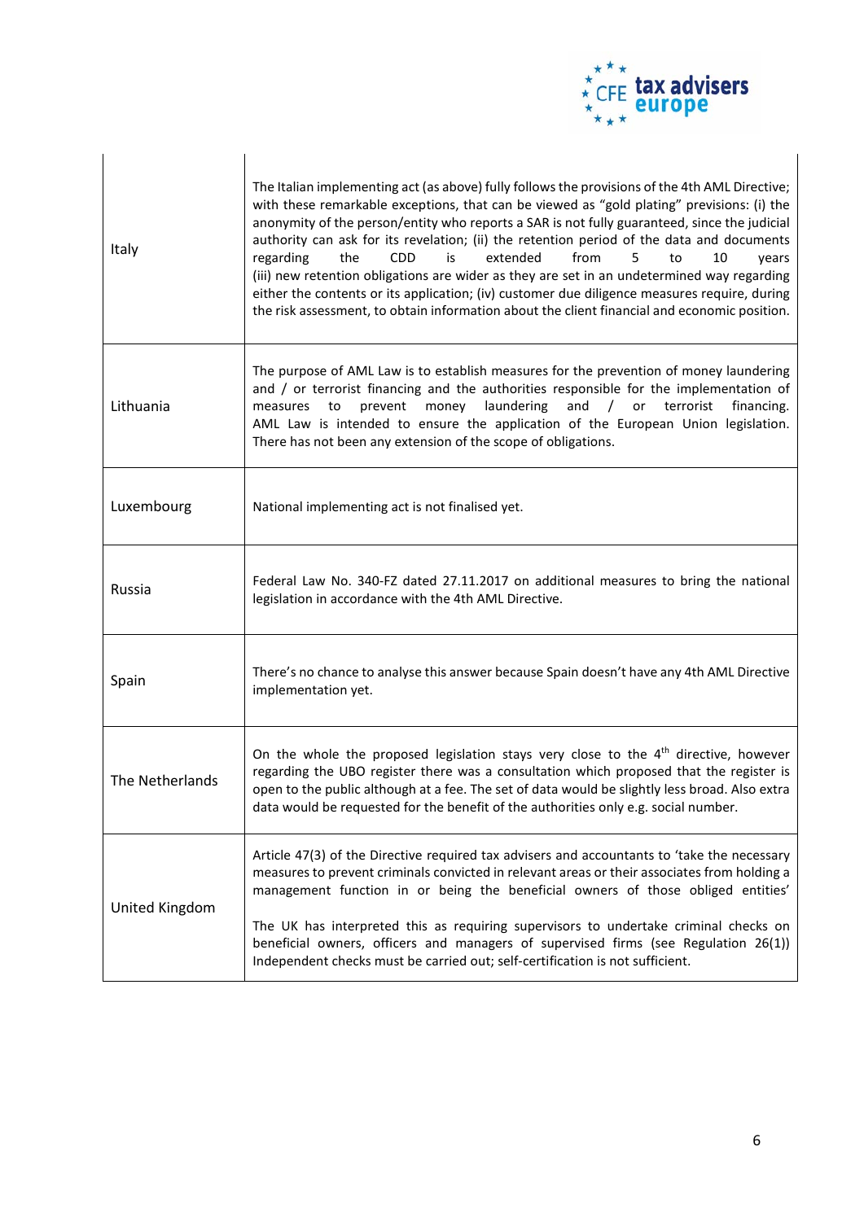| | |
|---|---|
| Italy | The Italian implementing act (as above) fully follows the provisions of the 4th AML Directive; with these remarkable exceptions, that can be viewed as "gold plating" provisions: (i) the anonymity of the person/entity who reports a SAR is not fully guaranteed, since the judicial authority can ask for its revelation; (ii) the retention period of the data and documents regarding the CDD is extended from 5 to 10 years (iii) new retention obligations are wider as they are set in an undetermined way regarding either the contents or its application; (iv) customer due diligence measures require, during the risk assessment, to obtain information about the client financial and economic position. |
| Lithuania | The purpose of AML Law is to establish measures for the prevention of money laundering and / or terrorist financing and the authorities responsible for the implementation of measures to prevent money laundering and / or terrorist financing. AML Law is intended to ensure the application of the European Union legislation. There has not been any extension of the scope of obligations. |
| Luxembourg | National implementing act is not finalised yet. |
| Russia | Federal Law No. 340-FZ dated 27.11.2017 on additional measures to bring the national legislation in accordance with the 4th AML Directive. |
| Spain | There's no chance to analyse this answer because Spain doesn't have any 4th AML Directive implementation yet. |
| The Netherlands | On the whole the proposed legislation stays very close to the 4th directive, however regarding the UBO register there was a consultation which proposed that the register is open to the public although at a fee. The set of data would be slightly less broad. Also extra data would be requested for the benefit of the authorities only e.g. social number. |
| United Kingdom | Article 47(3) of the Directive required tax advisers and accountants to 'take the necessary measures to prevent criminals convicted in relevant areas or their associates from holding a management function in or being the beneficial owners of those obliged entities'<br><br>The UK has interpreted this as requiring supervisors to undertake criminal checks on beneficial owners, officers and managers of supervised firms (see Regulation 26(1)) Independent checks must be carried out; self-certification is not sufficient. |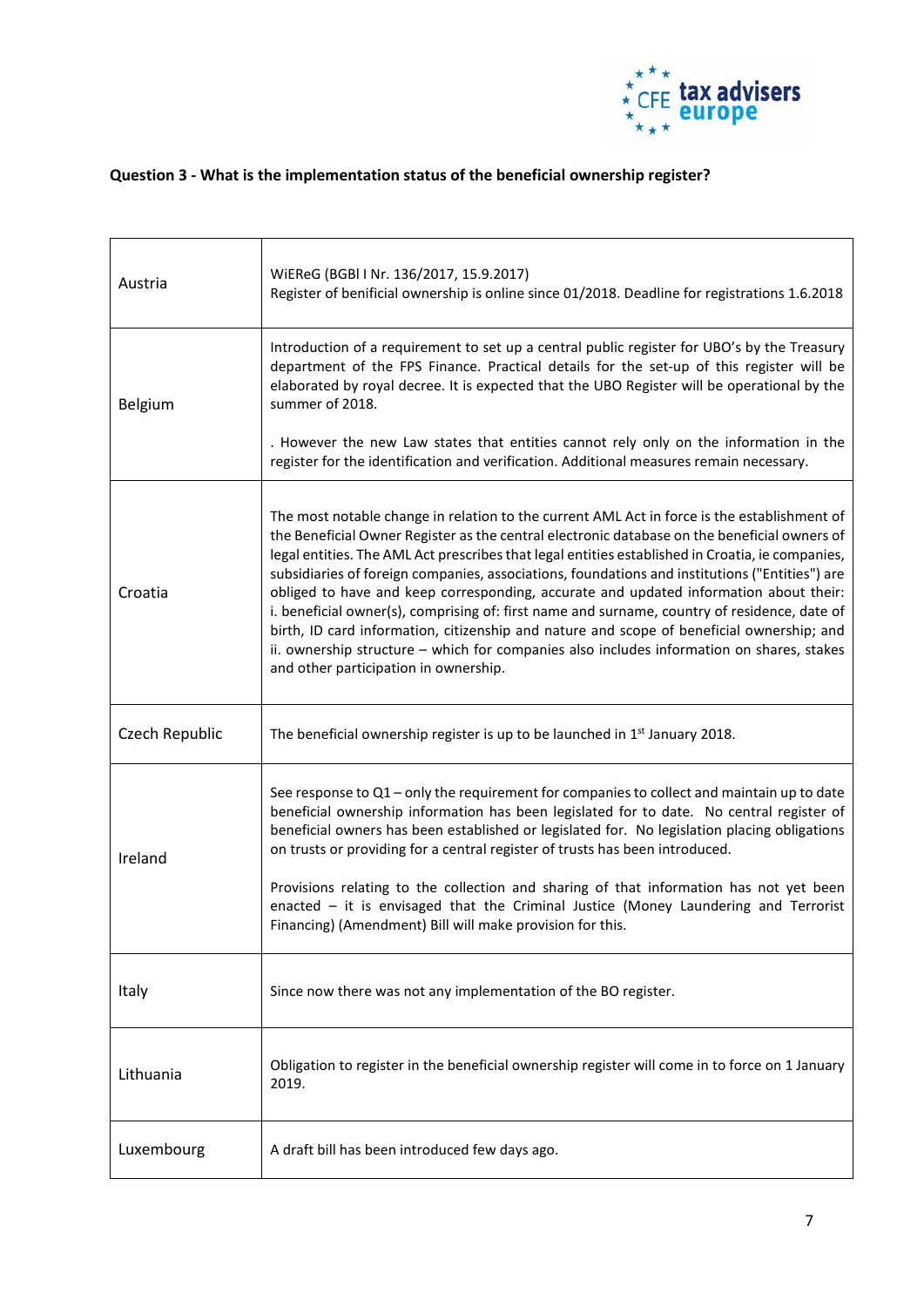**Question 3 - What is the implementation status of the beneficial ownership register?**

| | |
|---|---|
| Austria | WiEReG (BGBl I Nr. 136/2017, 15.9.2017)<br>Register of benificial ownership is online since 01/2018. Deadline for registrations 1.6.2018 |
| Belgium | Introduction of a requirement to set up a central public register for UBO's by the Treasury department of the FPS Finance. Practical details for the set-up of this register will be elaborated by royal decree. It is expected that the UBO Register will be operational by the summer of 2018.<br><br>. However the new Law states that entities cannot rely only on the information in the register for the identification and verification. Additional measures remain necessary. |
| Croatia | The most notable change in relation to the current AML Act in force is the establishment of the Beneficial Owner Register as the central electronic database on the beneficial owners of legal entities. The AML Act prescribes that legal entities established in Croatia, ie companies, subsidiaries of foreign companies, associations, foundations and institutions ("Entities") are obliged to have and keep corresponding, accurate and updated information about their: i. beneficial owner(s), comprising of: first name and surname, country of residence, date of birth, ID card information, citizenship and nature and scope of beneficial ownership; and ii. ownership structure – which for companies also includes information on shares, stakes and other participation in ownership. |
| Czech Republic | The beneficial ownership register is up to be launched in 1st January 2018. |
| Ireland | See response to Q1 – only the requirement for companies to collect and maintain up to date beneficial ownership information has been legislated for to date. No central register of beneficial owners has been established or legislated for. No legislation placing obligations on trusts or providing for a central register of trusts has been introduced.<br><br>Provisions relating to the collection and sharing of that information has not yet been enacted – it is envisaged that the Criminal Justice (Money Laundering and Terrorist Financing) (Amendment) Bill will make provision for this. |
| Italy | Since now there was not any implementation of the BO register. |
| Lithuania | Obligation to register in the beneficial ownership register will come in to force on 1 January 2019. |
| Luxembourg | A draft bill has been introduced few days ago. |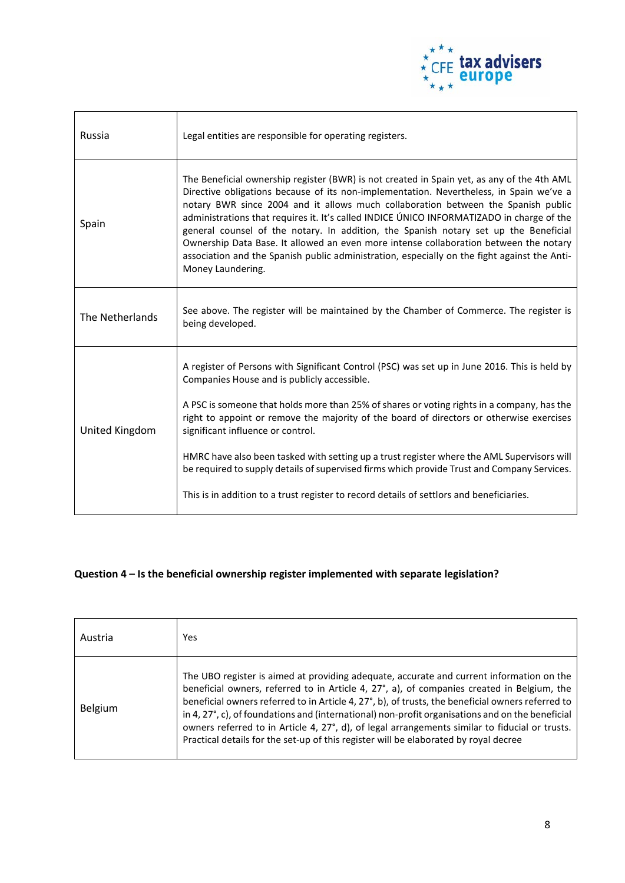| Russia | Legal entities are responsible for operating registers. |
|---|---|
| Spain | The Beneficial ownership register (BWR) is not created in Spain yet, as any of the 4th AML Directive obligations because of its non-implementation. Nevertheless, in Spain we've a notary BWR since 2004 and it allows much collaboration between the Spanish public administrations that requires it. It's called INDICE ÚNICO INFORMATIZADO in charge of the general counsel of the notary. In addition, the Spanish notary set up the Beneficial Ownership Data Base. It allowed an even more intense collaboration between the notary association and the Spanish public administration, especially on the fight against the Anti-Money Laundering. |
| The Netherlands | See above. The register will be maintained by the Chamber of Commerce. The register is being developed. |
| United Kingdom | A register of Persons with Significant Control (PSC) was set up in June 2016. This is held by Companies House and is publicly accessible.<br><br>A PSC is someone that holds more than 25% of shares or voting rights in a company, has the right to appoint or remove the majority of the board of directors or otherwise exercises significant influence or control.<br><br>HMRC have also been tasked with setting up a trust register where the AML Supervisors will be required to supply details of supervised firms which provide Trust and Company Services.<br><br>This is in addition to a trust register to record details of settlors and beneficiaries. |

**Question 4 – Is the beneficial ownership register implemented with separate legislation?**

| Austria | Yes |
|---|---|
| Belgium | The UBO register is aimed at providing adequate, accurate and current information on the beneficial owners, referred to in Article 4, 27°, a), of companies created in Belgium, the beneficial owners referred to in Article 4, 27°, b), of trusts, the beneficial owners referred to in 4, 27°, c), of foundations and (international) non-profit organisations and on the beneficial owners referred to in Article 4, 27°, d), of legal arrangements similar to fiducial or trusts. Practical details for the set-up of this register will be elaborated by royal decree |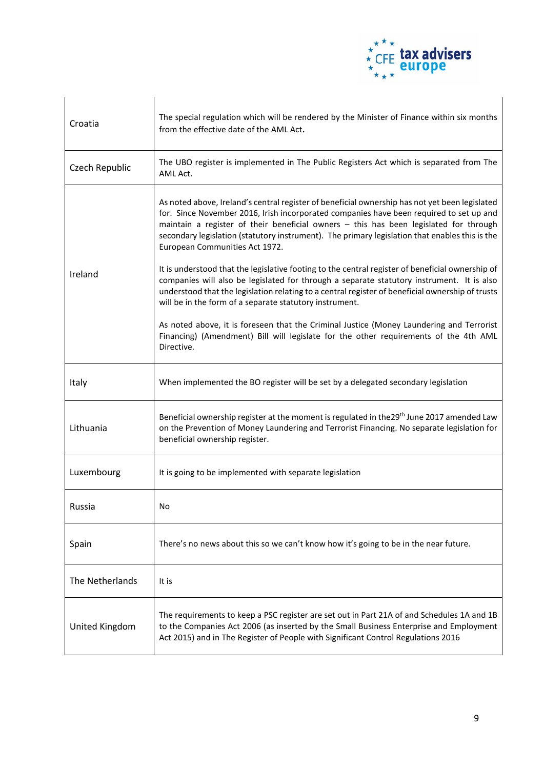| | |
|---|---|
| Croatia | The special regulation which will be rendered by the Minister of Finance within six months from the effective date of the AML Act. |
| Czech Republic | The UBO register is implemented in The Public Registers Act which is separated from The AML Act. |
| Ireland | As noted above, Ireland's central register of beneficial ownership has not yet been legislated for. Since November 2016, Irish incorporated companies have been required to set up and maintain a register of their beneficial owners – this has been legislated for through secondary legislation (statutory instrument). The primary legislation that enables this is the European Communities Act 1972.<br><br>It is understood that the legislative footing to the central register of beneficial ownership of companies will also be legislated for through a separate statutory instrument. It is also understood that the legislation relating to a central register of beneficial ownership of trusts will be in the form of a separate statutory instrument.<br><br>As noted above, it is foreseen that the Criminal Justice (Money Laundering and Terrorist Financing) (Amendment) Bill will legislate for the other requirements of the 4th AML Directive. |
| Italy | When implemented the BO register will be set by a delegated secondary legislation |
| Lithuania | Beneficial ownership register at the moment is regulated in the29th June 2017 amended Law on the Prevention of Money Laundering and Terrorist Financing. No separate legislation for beneficial ownership register. |
| Luxembourg | It is going to be implemented with separate legislation |
| Russia | No |
| Spain | There's no news about this so we can't know how it's going to be in the near future. |
| The Netherlands | It is |
| United Kingdom | The requirements to keep a PSC register are set out in Part 21A of and Schedules 1A and 1B to the Companies Act 2006 (as inserted by the Small Business Enterprise and Employment Act 2015) and in The Register of People with Significant Control Regulations 2016 |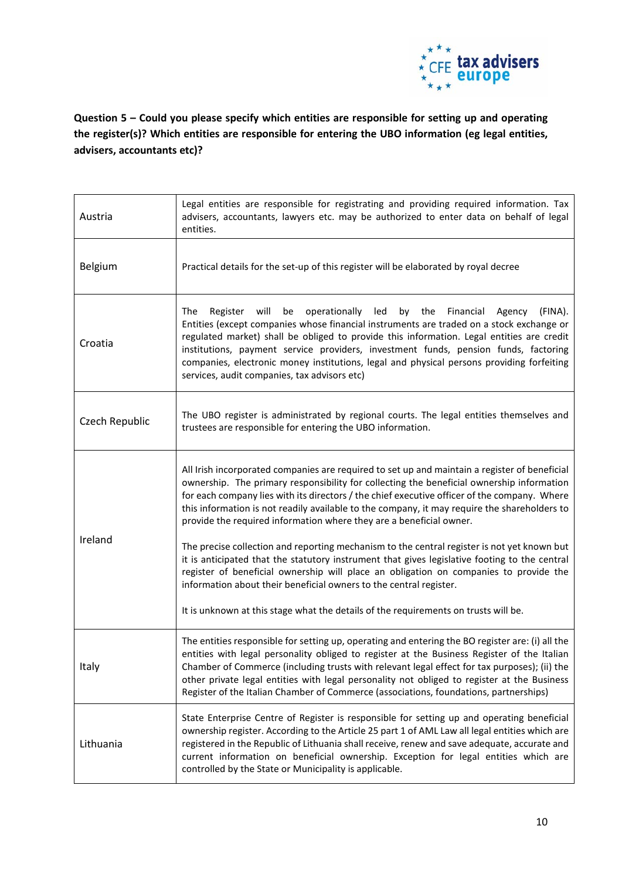**Question 5 – Could you please specify which entities are responsible for setting up and operating the register(s)? Which entities are responsible for entering the UBO information (eg legal entities, advisers, accountants etc)?**

| | |
|---|---|
| Austria | Legal entities are responsible for registrating and providing required information. Tax advisers, accountants, lawyers etc. may be authorized to enter data on behalf of legal entities. |
| Belgium | Practical details for the set-up of this register will be elaborated by royal decree |
| Croatia | The Register will be operationally led by the Financial Agency (FINA). Entities (except companies whose financial instruments are traded on a stock exchange or regulated market) shall be obliged to provide this information. Legal entities are credit institutions, payment service providers, investment funds, pension funds, factoring companies, electronic money institutions, legal and physical persons providing forfeiting services, audit companies, tax advisors etc) |
| Czech Republic | The UBO register is administrated by regional courts. The legal entities themselves and trustees are responsible for entering the UBO information. |
| Ireland | All Irish incorporated companies are required to set up and maintain a register of beneficial ownership. The primary responsibility for collecting the beneficial ownership information for each company lies with its directors / the chief executive officer of the company. Where this information is not readily available to the company, it may require the shareholders to provide the required information where they are a beneficial owner.<br><br>The precise collection and reporting mechanism to the central register is not yet known but it is anticipated that the statutory instrument that gives legislative footing to the central register of beneficial ownership will place an obligation on companies to provide the information about their beneficial owners to the central register.<br><br>It is unknown at this stage what the details of the requirements on trusts will be. |
| Italy | The entities responsible for setting up, operating and entering the BO register are: (i) all the entities with legal personality obliged to register at the Business Register of the Italian Chamber of Commerce (including trusts with relevant legal effect for tax purposes); (ii) the other private legal entities with legal personality not obliged to register at the Business Register of the Italian Chamber of Commerce (associations, foundations, partnerships) |
| Lithuania | State Enterprise Centre of Register is responsible for setting up and operating beneficial ownership register. According to the Article 25 part 1 of AML Law all legal entities which are registered in the Republic of Lithuania shall receive, renew and save adequate, accurate and current information on beneficial ownership. Exception for legal entities which are controlled by the State or Municipality is applicable. |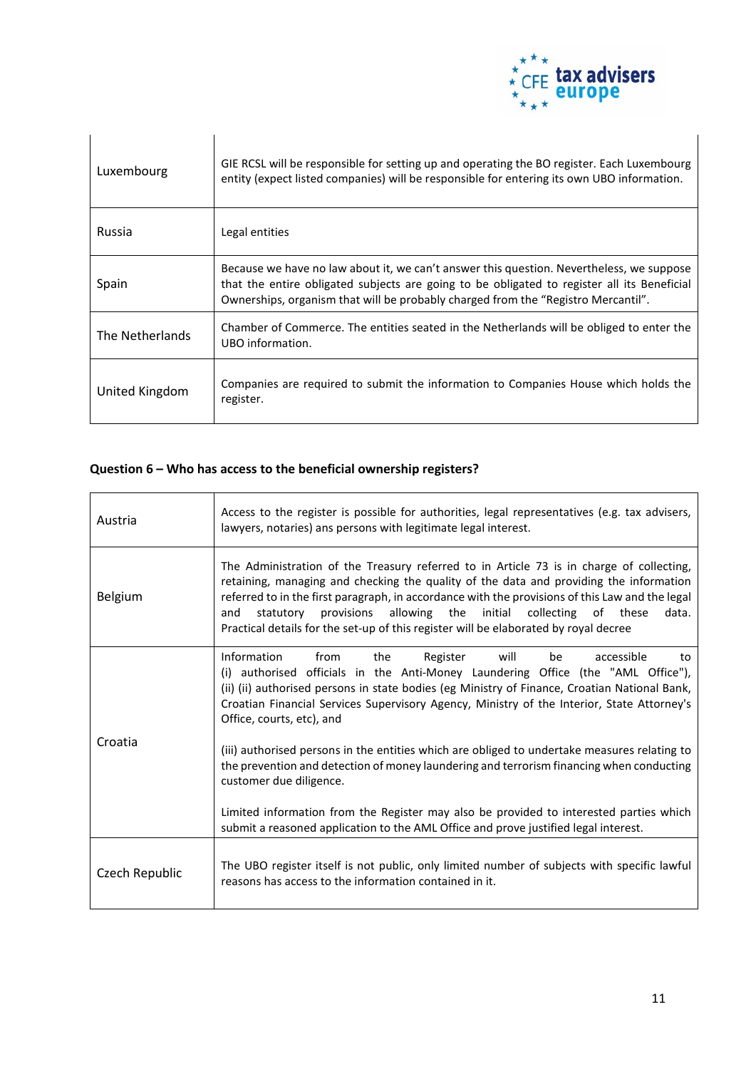| | |
|---|---|
| Luxembourg | GIE RCSL will be responsible for setting up and operating the BO register. Each Luxembourg entity (expect listed companies) will be responsible for entering its own UBO information. |
| Russia | Legal entities |
| Spain | Because we have no law about it, we can't answer this question. Nevertheless, we suppose that the entire obligated subjects are going to be obligated to register all its Beneficial Ownerships, organism that will be probably charged from the "Registro Mercantil". |
| The Netherlands | Chamber of Commerce. The entities seated in the Netherlands will be obliged to enter the UBO information. |
| United Kingdom | Companies are required to submit the information to Companies House which holds the register. |

**Question 6 – Who has access to the beneficial ownership registers?**

| | |
|---|---|
| Austria | Access to the register is possible for authorities, legal representatives (e.g. tax advisers, lawyers, notaries) ans persons with legitimate legal interest. |
| Belgium | The Administration of the Treasury referred to in Article 73 is in charge of collecting, retaining, managing and checking the quality of the data and providing the information referred to in the first paragraph, in accordance with the provisions of this Law and the legal and statutory provisions allowing the initial collecting of these data. Practical details for the set-up of this register will be elaborated by royal decree |
| Croatia | Information from the Register will be accessible to (i) authorised officials in the Anti-Money Laundering Office (the "AML Office"), (ii) (ii) authorised persons in state bodies (eg Ministry of Finance, Croatian National Bank, Croatian Financial Services Supervisory Agency, Ministry of the Interior, State Attorney's Office, courts, etc), and<br><br>(iii) authorised persons in the entities which are obliged to undertake measures relating to the prevention and detection of money laundering and terrorism financing when conducting customer due diligence.<br><br>Limited information from the Register may also be provided to interested parties which submit a reasoned application to the AML Office and prove justified legal interest. |
| Czech Republic | The UBO register itself is not public, only limited number of subjects with specific lawful reasons has access to the information contained in it. |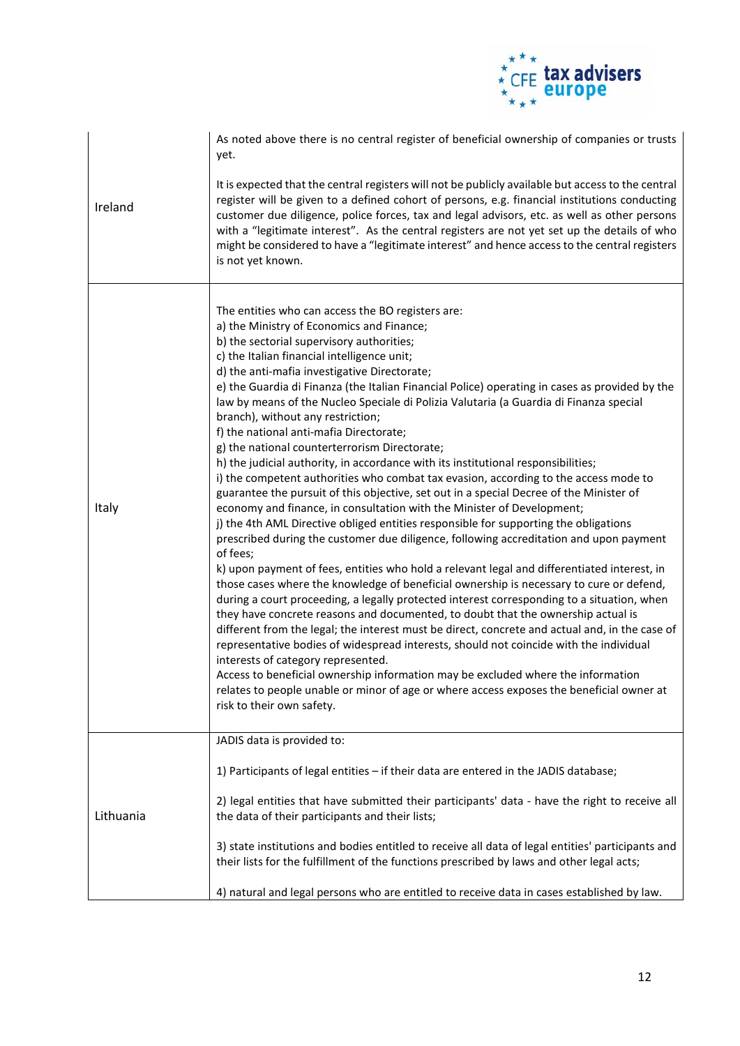| | |
|---|---|
| Ireland | As noted above there is no central register of beneficial ownership of companies or trusts yet.<br><br>It is expected that the central registers will not be publicly available but access to the central register will be given to a defined cohort of persons, e.g. financial institutions conducting customer due diligence, police forces, tax and legal advisors, etc. as well as other persons with a "legitimate interest". As the central registers are not yet set up the details of who might be considered to have a "legitimate interest" and hence access to the central registers is not yet known. |
| Italy | The entities who can access the BO registers are:<br>a) the Ministry of Economics and Finance;<br>b) the sectorial supervisory authorities;<br>c) the Italian financial intelligence unit;<br>d) the anti-mafia investigative Directorate;<br>e) the Guardia di Finanza (the Italian Financial Police) operating in cases as provided by the law by means of the Nucleo Speciale di Polizia Valutaria (a Guardia di Finanza special branch), without any restriction;<br>f) the national anti-mafia Directorate;<br>g) the national counterterrorism Directorate;<br>h) the judicial authority, in accordance with its institutional responsibilities;<br>i) the competent authorities who combat tax evasion, according to the access mode to guarantee the pursuit of this objective, set out in a special Decree of the Minister of economy and finance, in consultation with the Minister of Development;<br>j) the 4th AML Directive obliged entities responsible for supporting the obligations prescribed during the customer due diligence, following accreditation and upon payment of fees;<br>k) upon payment of fees, entities who hold a relevant legal and differentiated interest, in those cases where the knowledge of beneficial ownership is necessary to cure or defend, during a court proceeding, a legally protected interest corresponding to a situation, when they have concrete reasons and documented, to doubt that the ownership actual is different from the legal; the interest must be direct, concrete and actual and, in the case of representative bodies of widespread interests, should not coincide with the individual interests of category represented.<br>Access to beneficial ownership information may be excluded where the information relates to people unable or minor of age or where access exposes the beneficial owner at risk to their own safety. |
| Lithuania | JADIS data is provided to:<br><br>1) Participants of legal entities – if their data are entered in the JADIS database;<br><br>2) legal entities that have submitted their participants' data - have the right to receive all the data of their participants and their lists;<br><br>3) state institutions and bodies entitled to receive all data of legal entities' participants and their lists for the fulfillment of the functions prescribed by laws and other legal acts;<br><br>4) natural and legal persons who are entitled to receive data in cases established by law. |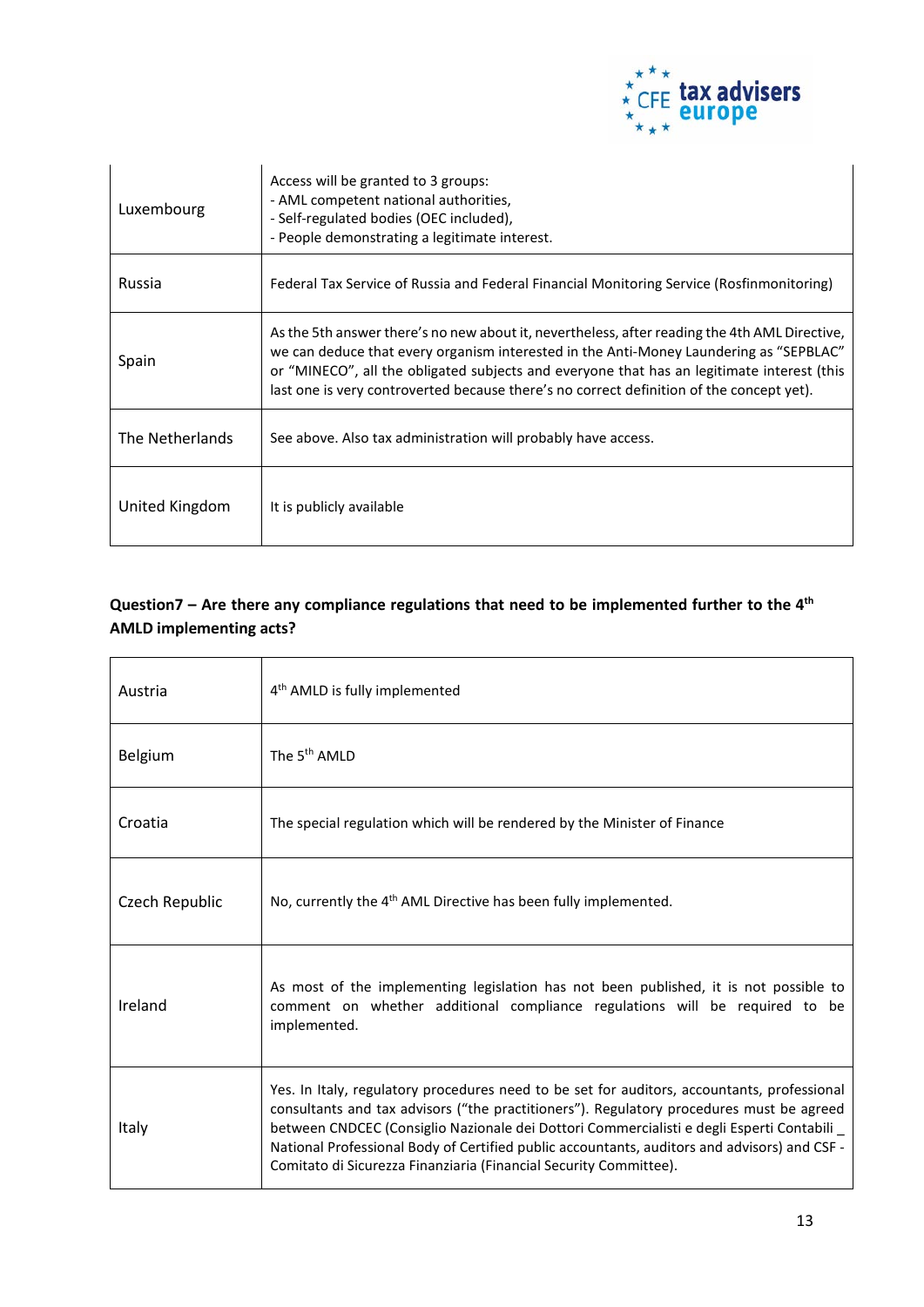| | |
|---|---|
| Luxembourg | Access will be granted to 3 groups:<br>- AML competent national authorities,<br>- Self-regulated bodies (OEC included),<br>- People demonstrating a legitimate interest. |
| Russia | Federal Tax Service of Russia and Federal Financial Monitoring Service (Rosfinmonitoring) |
| Spain | As the 5th answer there's no new about it, nevertheless, after reading the 4th AML Directive, we can deduce that every organism interested in the Anti-Money Laundering as "SEPBLAC" or "MINECO", all the obligated subjects and everyone that has an legitimate interest (this last one is very controverted because there's no correct definition of the concept yet). |
| The Netherlands | See above. Also tax administration will probably have access. |
| United Kingdom | It is publicly available |

**Question7 – Are there any compliance regulations that need to be implemented further to the 4th AMLD implementing acts?**

| | |
|---|---|
| Austria | 4th AMLD is fully implemented |
| Belgium | The 5th AMLD |
| Croatia | The special regulation which will be rendered by the Minister of Finance |
| Czech Republic | No, currently the 4th AML Directive has been fully implemented. |
| Ireland | As most of the implementing legislation has not been published, it is not possible to comment on whether additional compliance regulations will be required to be implemented. |
| Italy | Yes. In Italy, regulatory procedures need to be set for auditors, accountants, professional consultants and tax advisors ("the practitioners"). Regulatory procedures must be agreed between CNDCEC (Consiglio Nazionale dei Dottori Commercialisti e degli Esperti Contabili _ National Professional Body of Certified public accountants, auditors and advisors) and CSF - Comitato di Sicurezza Finanziaria (Financial Security Committee). |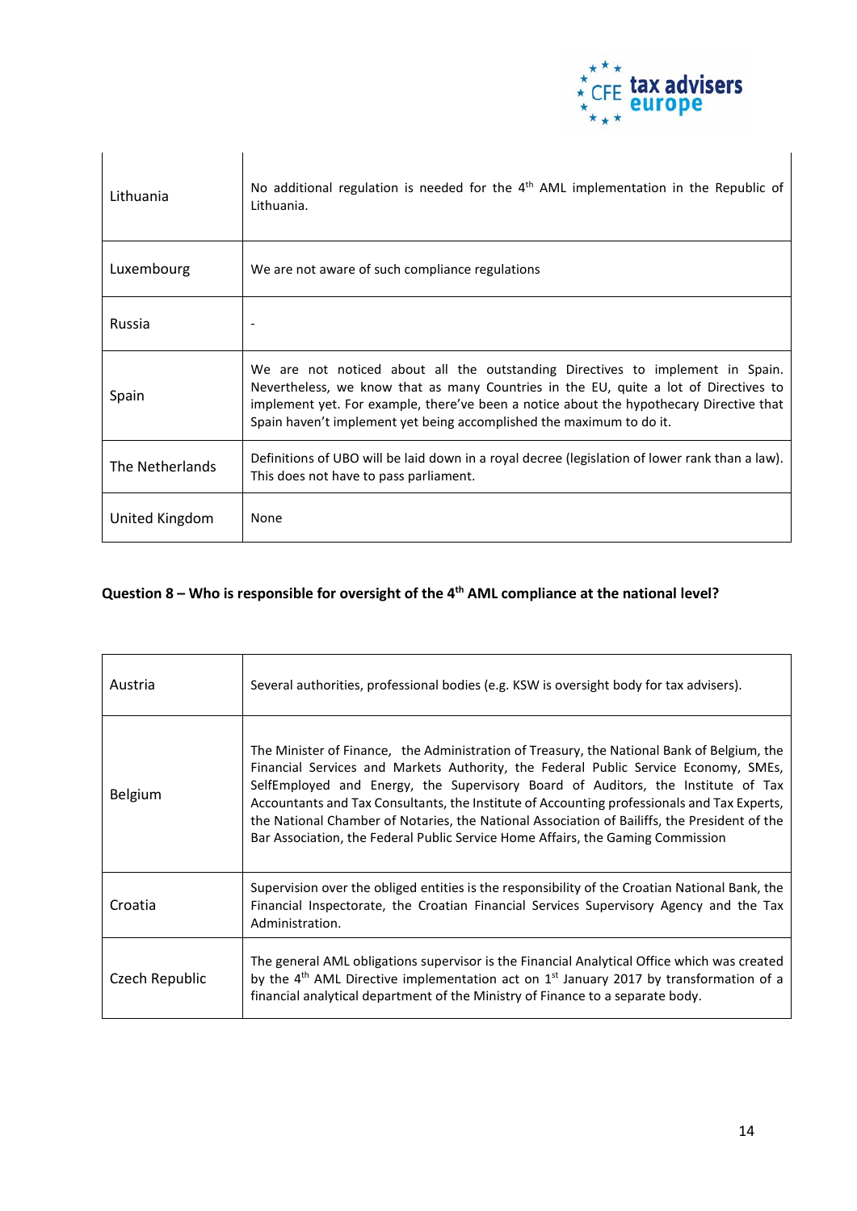| | |
|---|---|
| Lithuania | No additional regulation is needed for the 4th AML implementation in the Republic of Lithuania. |
| Luxembourg | We are not aware of such compliance regulations |
| Russia | - |
| Spain | We are not noticed about all the outstanding Directives to implement in Spain. Nevertheless, we know that as many Countries in the EU, quite a lot of Directives to implement yet. For example, there've been a notice about the hypothecary Directive that Spain haven't implement yet being accomplished the maximum to do it. |
| The Netherlands | Definitions of UBO will be laid down in a royal decree (legislation of lower rank than a law). This does not have to pass parliament. |
| United Kingdom | None |

**Question 8 – Who is responsible for oversight of the 4th AML compliance at the national level?**

| | |
|---|---|
| Austria | Several authorities, professional bodies (e.g. KSW is oversight body for tax advisers). |
| Belgium | The Minister of Finance, the Administration of Treasury, the National Bank of Belgium, the Financial Services and Markets Authority, the Federal Public Service Economy, SMEs, SelfEmployed and Energy, the Supervisory Board of Auditors, the Institute of Tax Accountants and Tax Consultants, the Institute of Accounting professionals and Tax Experts, the National Chamber of Notaries, the National Association of Bailiffs, the President of the Bar Association, the Federal Public Service Home Affairs, the Gaming Commission |
| Croatia | Supervision over the obliged entities is the responsibility of the Croatian National Bank, the Financial Inspectorate, the Croatian Financial Services Supervisory Agency and the Tax Administration. |
| Czech Republic | The general AML obligations supervisor is the Financial Analytical Office which was created by the 4th AML Directive implementation act on 1st January 2017 by transformation of a financial analytical department of the Ministry of Finance to a separate body. |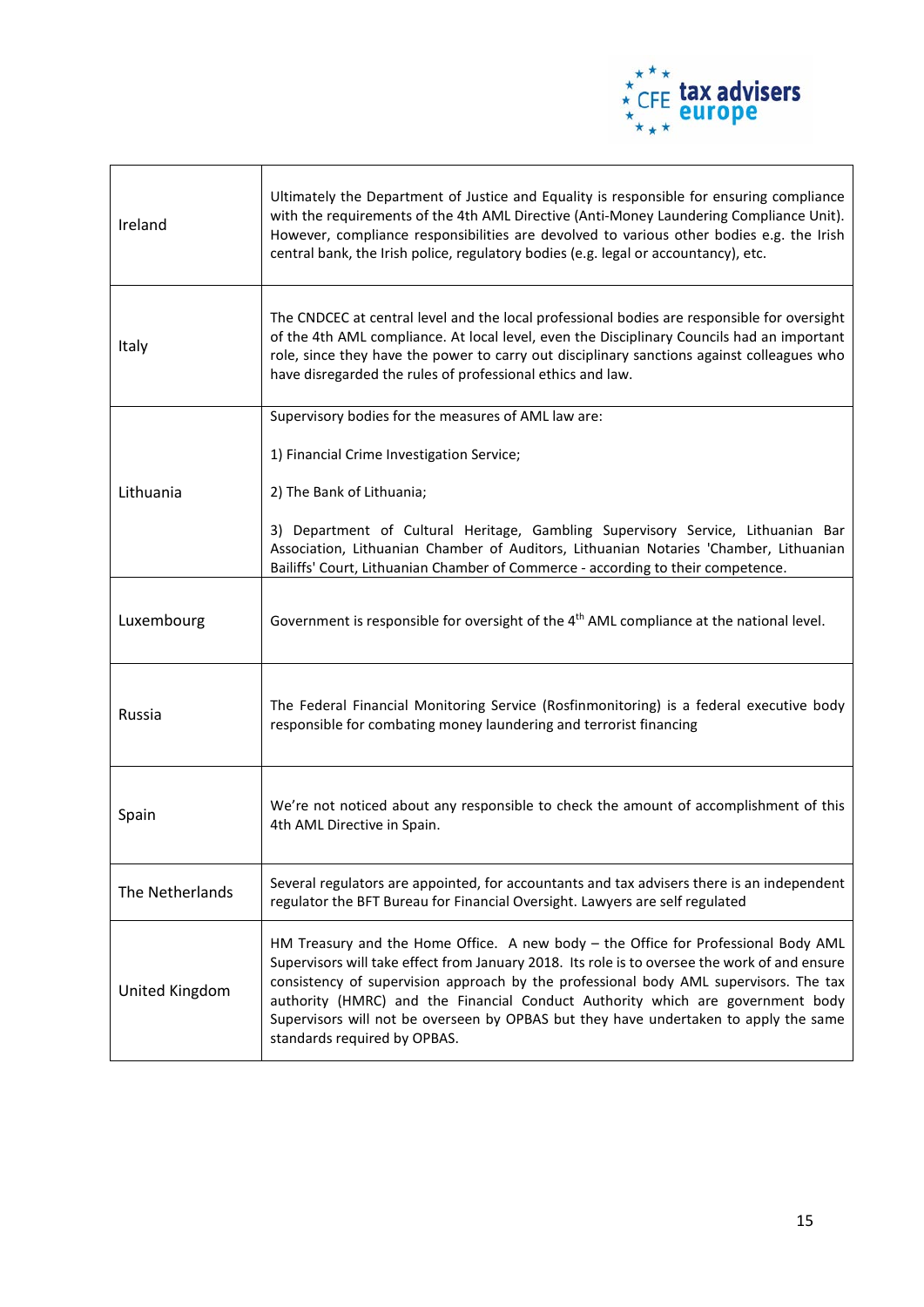| | |
|---|---|
| Ireland | Ultimately the Department of Justice and Equality is responsible for ensuring compliance with the requirements of the 4th AML Directive (Anti-Money Laundering Compliance Unit). However, compliance responsibilities are devolved to various other bodies e.g. the Irish central bank, the Irish police, regulatory bodies (e.g. legal or accountancy), etc. |
| Italy | The CNDCEC at central level and the local professional bodies are responsible for oversight of the 4th AML compliance. At local level, even the Disciplinary Councils had an important role, since they have the power to carry out disciplinary sanctions against colleagues who have disregarded the rules of professional ethics and law. |
| Lithuania | Supervisory bodies for the measures of AML law are:<br><br>1) Financial Crime Investigation Service;<br><br>2) The Bank of Lithuania;<br><br>3) Department of Cultural Heritage, Gambling Supervisory Service, Lithuanian Bar Association, Lithuanian Chamber of Auditors, Lithuanian Notaries 'Chamber, Lithuanian Bailiffs' Court, Lithuanian Chamber of Commerce - according to their competence. |
| Luxembourg | Government is responsible for oversight of the 4th AML compliance at the national level. |
| Russia | The Federal Financial Monitoring Service (Rosfinmonitoring) is a federal executive body responsible for combating money laundering and terrorist financing |
| Spain | We're not noticed about any responsible to check the amount of accomplishment of this 4th AML Directive in Spain. |
| The Netherlands | Several regulators are appointed, for accountants and tax advisers there is an independent regulator the BFT Bureau for Financial Oversight. Lawyers are self regulated |
| United Kingdom | HM Treasury and the Home Office. A new body – the Office for Professional Body AML Supervisors will take effect from January 2018. Its role is to oversee the work of and ensure consistency of supervision approach by the professional body AML supervisors. The tax authority (HMRC) and the Financial Conduct Authority which are government body Supervisors will not be overseen by OPBAS but they have undertaken to apply the same standards required by OPBAS. |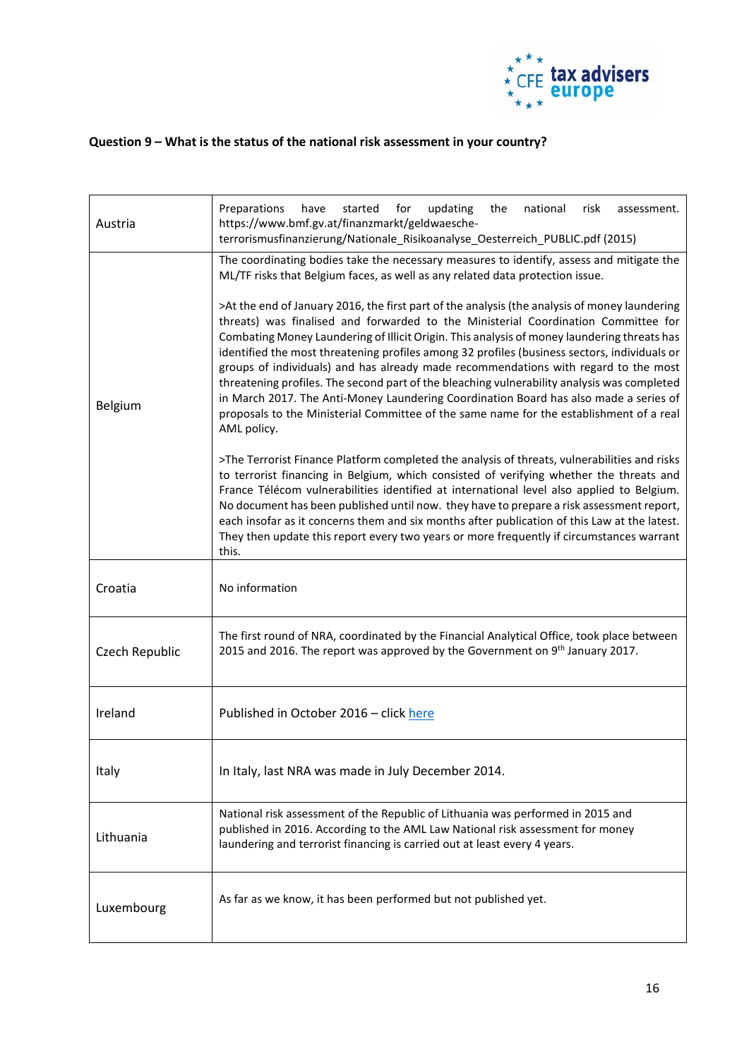**Question 9 – What is the status of the national risk assessment in your country?**

| | |
|---|---|
| Austria | Preparations have started for updating the national risk assessment. https://www.bmf.gv.at/finanzmarkt/geldwaesche-terrorismusfinanzierung/Nationale_Risikoanalyse_Oesterreich_PUBLIC.pdf (2015) |
| Belgium | The coordinating bodies take the necessary measures to identify, assess and mitigate the ML/TF risks that Belgium faces, as well as any related data protection issue.<br><br>>At the end of January 2016, the first part of the analysis (the analysis of money laundering threats) was finalised and forwarded to the Ministerial Coordination Committee for Combating Money Laundering of Illicit Origin. This analysis of money laundering threats has identified the most threatening profiles among 32 profiles (business sectors, individuals or groups of individuals) and has already made recommendations with regard to the most threatening profiles. The second part of the bleaching vulnerability analysis was completed in March 2017. The Anti-Money Laundering Coordination Board has also made a series of proposals to the Ministerial Committee of the same name for the establishment of a real AML policy.<br><br>>The Terrorist Finance Platform completed the analysis of threats, vulnerabilities and risks to terrorist financing in Belgium, which consisted of verifying whether the threats and France Télécom vulnerabilities identified at international level also applied to Belgium. No document has been published until now. they have to prepare a risk assessment report, each insofar as it concerns them and six months after publication of this Law at the latest. They then update this report every two years or more frequently if circumstances warrant this. |
| Croatia | No information |
| Czech Republic | The first round of NRA, coordinated by the Financial Analytical Office, took place between 2015 and 2016. The report was approved by the Government on 9th January 2017. |
| Ireland | Published in October 2016 – click here |
| Italy | In Italy, last NRA was made in July December 2014. |
| Lithuania | National risk assessment of the Republic of Lithuania was performed in 2015 and published in 2016. According to the AML Law National risk assessment for money laundering and terrorist financing is carried out at least every 4 years. |
| Luxembourg | As far as we know, it has been performed but not published yet. |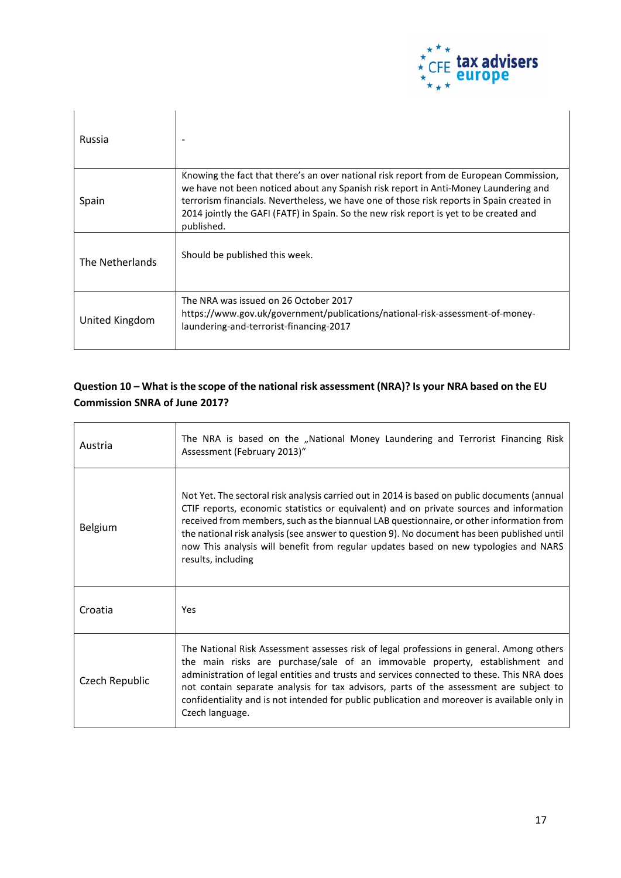| | |
|---|---|
| Russia | - |
| Spain | Knowing the fact that there's an over national risk report from de European Commission, we have not been noticed about any Spanish risk report in Anti-Money Laundering and terrorism financials. Nevertheless, we have one of those risk reports in Spain created in 2014 jointly the GAFI (FATF) in Spain. So the new risk report is yet to be created and published. |
| The Netherlands | Should be published this week. |
| United Kingdom | The NRA was issued on 26 October 2017 https://www.gov.uk/government/publications/national-risk-assessment-of-money-laundering-and-terrorist-financing-2017 |

**Question 10 – What is the scope of the national risk assessment (NRA)? Is your NRA based on the EU Commission SNRA of June 2017?**

| | |
|---|---|
| Austria | The NRA is based on the „National Money Laundering and Terrorist Financing Risk Assessment (February 2013)" |
| Belgium | Not Yet. The sectoral risk analysis carried out in 2014 is based on public documents (annual CTIF reports, economic statistics or equivalent) and on private sources and information received from members, such as the biannual LAB questionnaire, or other information from the national risk analysis (see answer to question 9). No document has been published until now This analysis will benefit from regular updates based on new typologies and NARS results, including |
| Croatia | Yes |
| Czech Republic | The National Risk Assessment assesses risk of legal professions in general. Among others the main risks are purchase/sale of an immovable property, establishment and administration of legal entities and trusts and services connected to these. This NRA does not contain separate analysis for tax advisors, parts of the assessment are subject to confidentiality and is not intended for public publication and moreover is available only in Czech language. |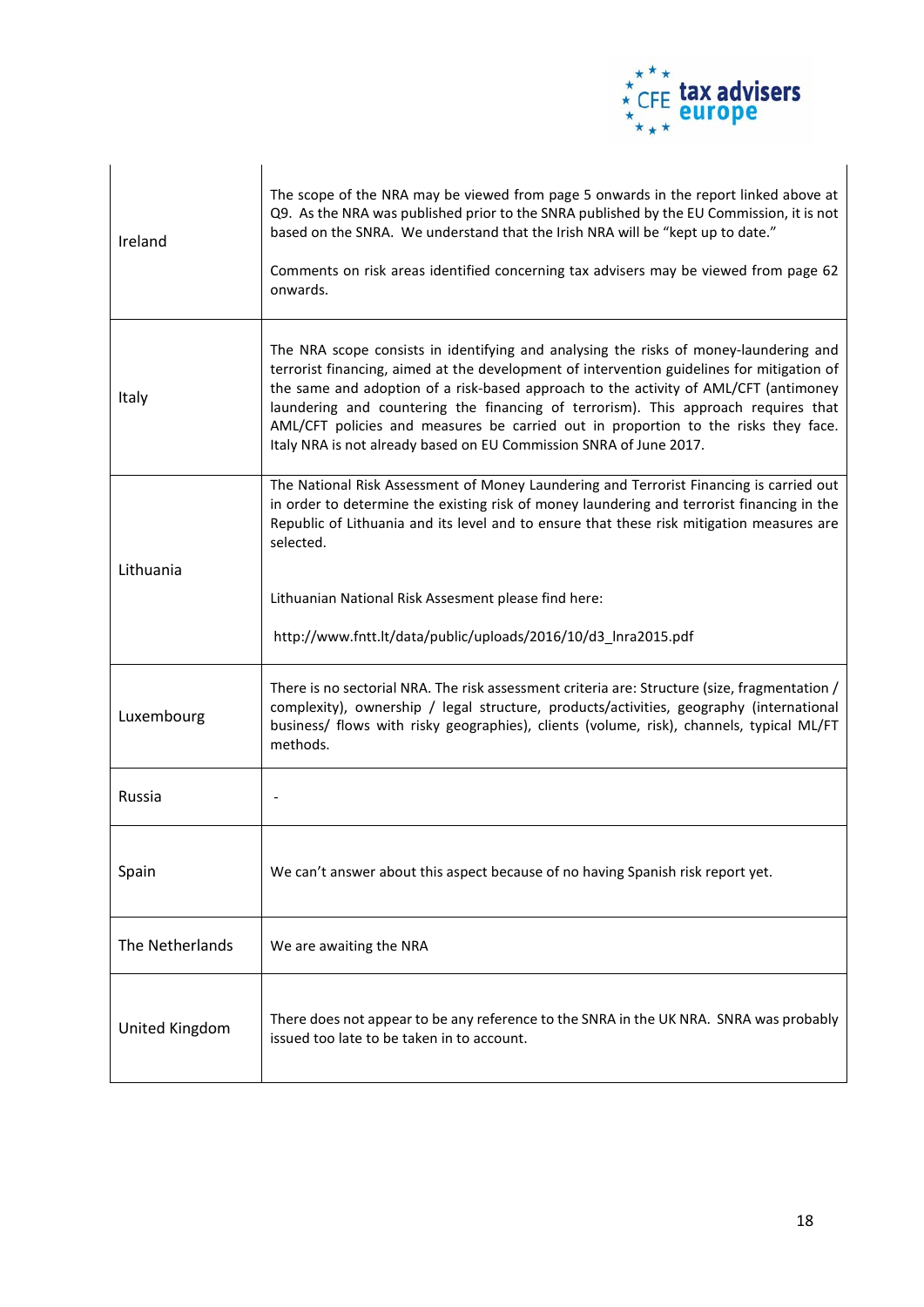| | |
|---|---|
| Ireland | The scope of the NRA may be viewed from page 5 onwards in the report linked above at Q9. As the NRA was published prior to the SNRA published by the EU Commission, it is not based on the SNRA. We understand that the Irish NRA will be "kept up to date."<br><br>Comments on risk areas identified concerning tax advisers may be viewed from page 62 onwards. |
| Italy | The NRA scope consists in identifying and analysing the risks of money-laundering and terrorist financing, aimed at the development of intervention guidelines for mitigation of the same and adoption of a risk-based approach to the activity of AML/CFT (antimoney laundering and countering the financing of terrorism). This approach requires that AML/CFT policies and measures be carried out in proportion to the risks they face. Italy NRA is not already based on EU Commission SNRA of June 2017. |
| Lithuania | The National Risk Assessment of Money Laundering and Terrorist Financing is carried out in order to determine the existing risk of money laundering and terrorist financing in the Republic of Lithuania and its level and to ensure that these risk mitigation measures are selected.<br><br>Lithuanian National Risk Assesment please find here:<br><br>http://www.fntt.lt/data/public/uploads/2016/10/d3_lnra2015.pdf |
| Luxembourg | There is no sectorial NRA. The risk assessment criteria are: Structure (size, fragmentation / complexity), ownership / legal structure, products/activities, geography (international business/ flows with risky geographies), clients (volume, risk), channels, typical ML/FT methods. |
| Russia | - |
| Spain | We can't answer about this aspect because of no having Spanish risk report yet. |
| The Netherlands | We are awaiting the NRA |
| United Kingdom | There does not appear to be any reference to the SNRA in the UK NRA. SNRA was probably issued too late to be taken in to account. |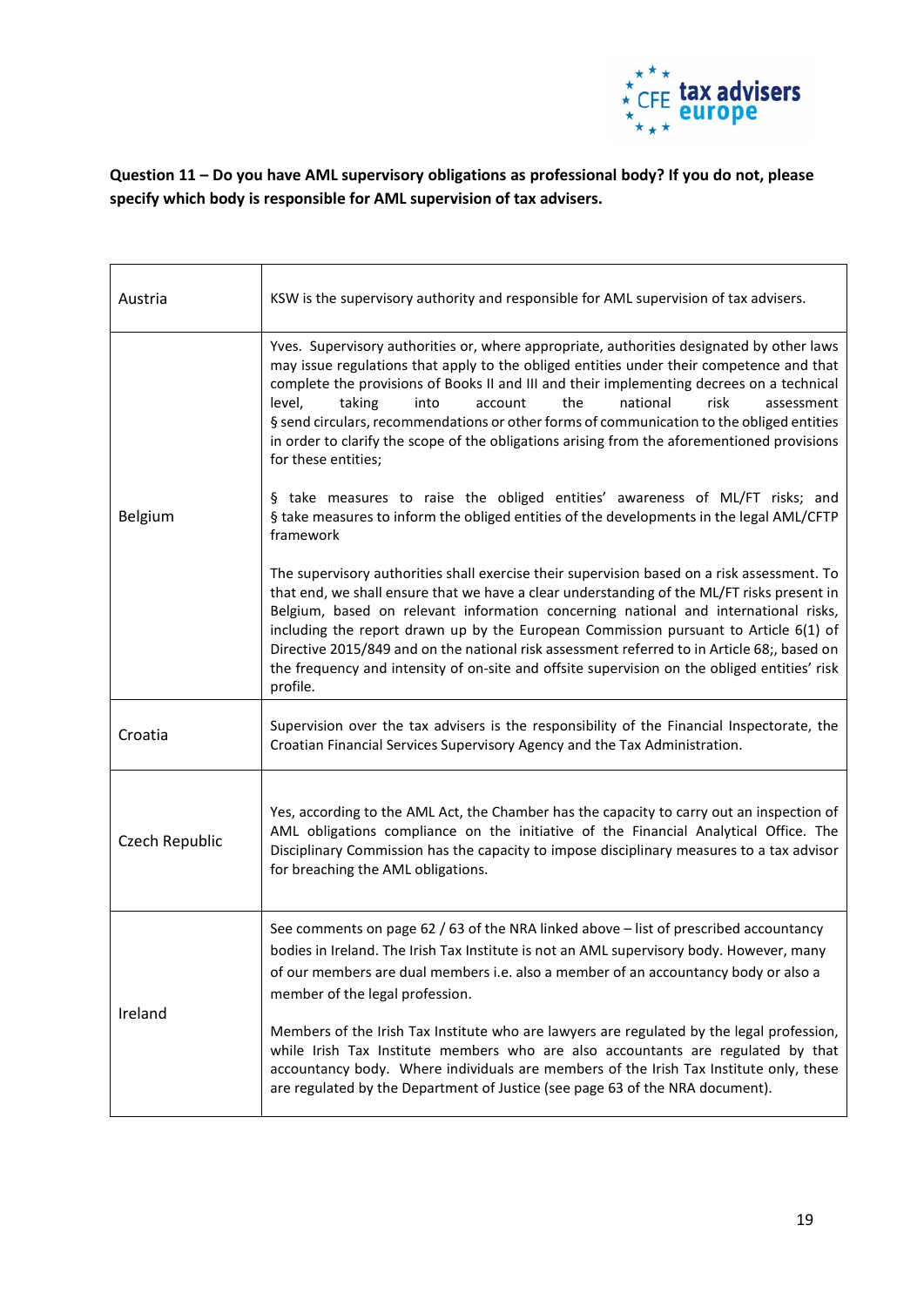**Question 11 – Do you have AML supervisory obligations as professional body? If you do not, please specify which body is responsible for AML supervision of tax advisers.**

| | |
|---|---|
| Austria | KSW is the supervisory authority and responsible for AML supervision of tax advisers. |
| Belgium | Yves. Supervisory authorities or, where appropriate, authorities designated by other laws may issue regulations that apply to the obliged entities under their competence and that complete the provisions of Books II and III and their implementing decrees on a technical level, taking into account the national risk assessment § send circulars, recommendations or other forms of communication to the obliged entities in order to clarify the scope of the obligations arising from the aforementioned provisions for these entities;<br><br>§ take measures to raise the obliged entities' awareness of ML/FT risks; and § take measures to inform the obliged entities of the developments in the legal AML/CFTP framework<br><br>The supervisory authorities shall exercise their supervision based on a risk assessment. To that end, we shall ensure that we have a clear understanding of the ML/FT risks present in Belgium, based on relevant information concerning national and international risks, including the report drawn up by the European Commission pursuant to Article 6(1) of Directive 2015/849 and on the national risk assessment referred to in Article 68;, based on the frequency and intensity of on-site and offsite supervision on the obliged entities' risk profile. |
| Croatia | Supervision over the tax advisers is the responsibility of the Financial Inspectorate, the Croatian Financial Services Supervisory Agency and the Tax Administration. |
| Czech Republic | Yes, according to the AML Act, the Chamber has the capacity to carry out an inspection of AML obligations compliance on the initiative of the Financial Analytical Office. The Disciplinary Commission has the capacity to impose disciplinary measures to a tax advisor for breaching the AML obligations. |
| Ireland | See comments on page 62 / 63 of the NRA linked above – list of prescribed accountancy bodies in Ireland. The Irish Tax Institute is not an AML supervisory body. However, many of our members are dual members i.e. also a member of an accountancy body or also a member of the legal profession.<br><br>Members of the Irish Tax Institute who are lawyers are regulated by the legal profession, while Irish Tax Institute members who are also accountants are regulated by that accountancy body. Where individuals are members of the Irish Tax Institute only, these are regulated by the Department of Justice (see page 63 of the NRA document). |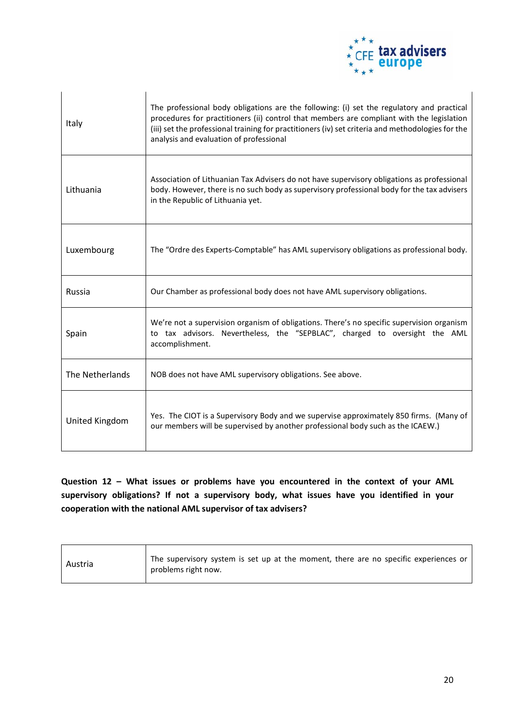| | |
|---|---|
| Italy | The professional body obligations are the following: (i) set the regulatory and practical procedures for practitioners (ii) control that members are compliant with the legislation (iii) set the professional training for practitioners (iv) set criteria and methodologies for the analysis and evaluation of professional |
| Lithuania | Association of Lithuanian Tax Advisers do not have supervisory obligations as professional body. However, there is no such body as supervisory professional body for the tax advisers in the Republic of Lithuania yet. |
| Luxembourg | The "Ordre des Experts-Comptable" has AML supervisory obligations as professional body. |
| Russia | Our Chamber as professional body does not have AML supervisory obligations. |
| Spain | We're not a supervision organism of obligations. There's no specific supervision organism to tax advisors. Nevertheless, the "SEPBLAC", charged to oversight the AML accomplishment. |
| The Netherlands | NOB does not have AML supervisory obligations. See above. |
| United Kingdom | Yes. The CIOT is a Supervisory Body and we supervise approximately 850 firms. (Many of our members will be supervised by another professional body such as the ICAEW.) |

**Question 12 – What issues or problems have you encountered in the context of your AML supervisory obligations? If not a supervisory body, what issues have you identified in your cooperation with the national AML supervisor of tax advisers?**

| | |
|---|---|
| Austria | The supervisory system is set up at the moment, there are no specific experiences or problems right now. |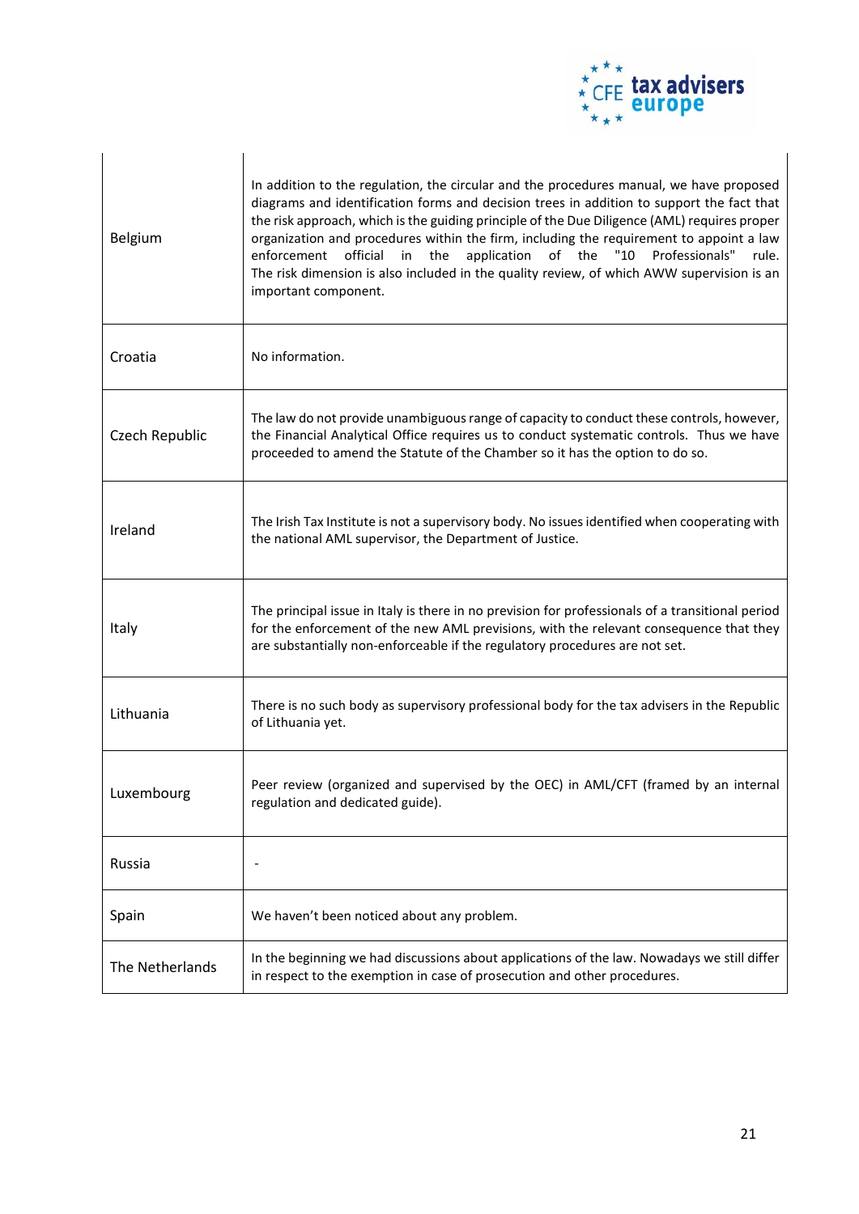| | |
|---|---|
| Belgium | In addition to the regulation, the circular and the procedures manual, we have proposed diagrams and identification forms and decision trees in addition to support the fact that the risk approach, which is the guiding principle of the Due Diligence (AML) requires proper organization and procedures within the firm, including the requirement to appoint a law enforcement official in the application of the "10 Professionals" rule. The risk dimension is also included in the quality review, of which AWW supervision is an important component. |
| Croatia | No information. |
| Czech Republic | The law do not provide unambiguous range of capacity to conduct these controls, however, the Financial Analytical Office requires us to conduct systematic controls. Thus we have proceeded to amend the Statute of the Chamber so it has the option to do so. |
| Ireland | The Irish Tax Institute is not a supervisory body. No issues identified when cooperating with the national AML supervisor, the Department of Justice. |
| Italy | The principal issue in Italy is there in no prevision for professionals of a transitional period for the enforcement of the new AML previsions, with the relevant consequence that they are substantially non-enforceable if the regulatory procedures are not set. |
| Lithuania | There is no such body as supervisory professional body for the tax advisers in the Republic of Lithuania yet. |
| Luxembourg | Peer review (organized and supervised by the OEC) in AML/CFT (framed by an internal regulation and dedicated guide). |
| Russia | - |
| Spain | We haven't been noticed about any problem. |
| The Netherlands | In the beginning we had discussions about applications of the law. Nowadays we still differ in respect to the exemption in case of prosecution and other procedures. |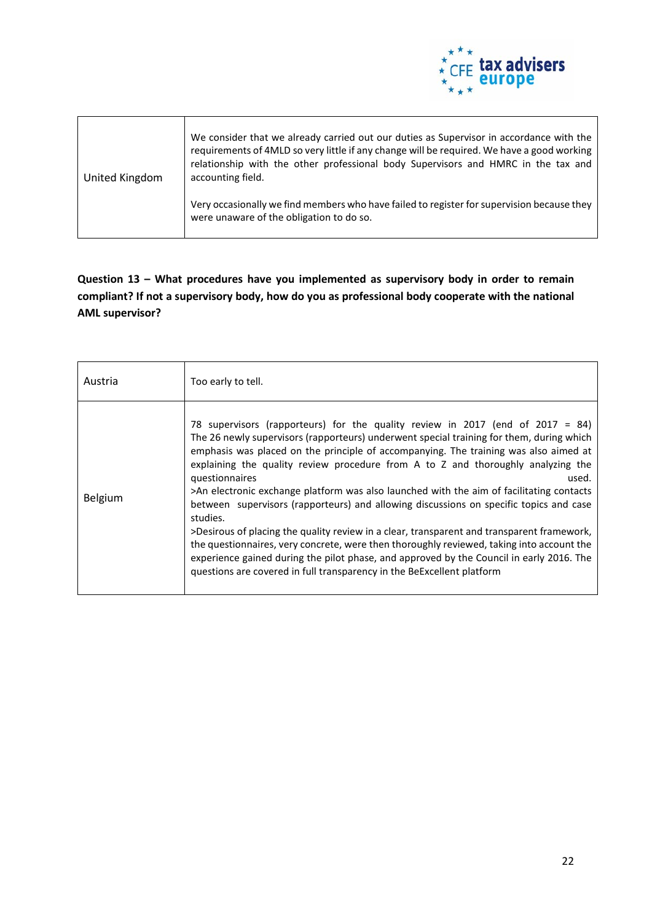| | |
|---|---|
| United Kingdom | We consider that we already carried out our duties as Supervisor in accordance with the requirements of 4MLD so very little if any change will be required. We have a good working relationship with the other professional body Supervisors and HMRC in the tax and accounting field.<br><br>Very occasionally we find members who have failed to register for supervision because they were unaware of the obligation to do so. |

**Question 13 – What procedures have you implemented as supervisory body in order to remain compliant? If not a supervisory body, how do you as professional body cooperate with the national AML supervisor?**

| | |
|---|---|
| Austria | Too early to tell. |
| Belgium | 78 supervisors (rapporteurs) for the quality review in 2017 (end of 2017 = 84) The 26 newly supervisors (rapporteurs) underwent special training for them, during which emphasis was placed on the principle of accompanying. The training was also aimed at explaining the quality review procedure from A to Z and thoroughly analyzing the questionnaires used.<br>>An electronic exchange platform was also launched with the aim of facilitating contacts between supervisors (rapporteurs) and allowing discussions on specific topics and case studies.<br>>Desirous of placing the quality review in a clear, transparent and transparent framework, the questionnaires, very concrete, were then thoroughly reviewed, taking into account the experience gained during the pilot phase, and approved by the Council in early 2016. The questions are covered in full transparency in the BeExcellent platform |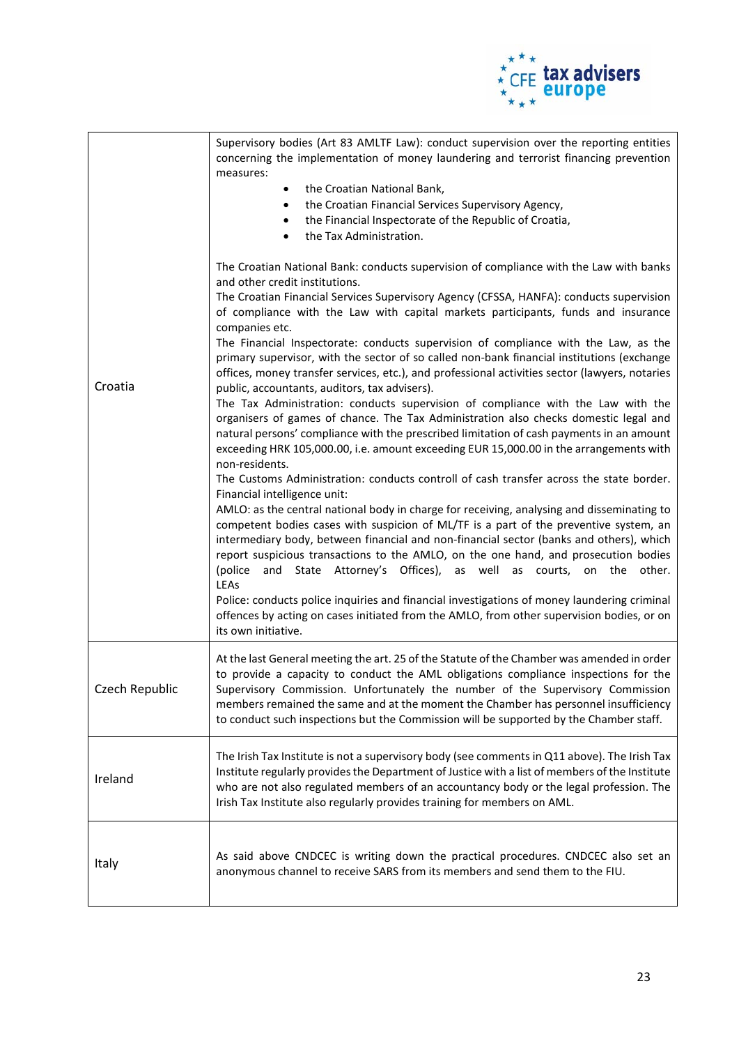| | |
|---|---|
| Croatia | Supervisory bodies (Art 83 AMLTF Law): conduct supervision over the reporting entities concerning the implementation of money laundering and terrorist financing prevention measures:<br>• the Croatian National Bank,<br>• the Croatian Financial Services Supervisory Agency,<br>• the Financial Inspectorate of the Republic of Croatia,<br>• the Tax Administration.<br><br>The Croatian National Bank: conducts supervision of compliance with the Law with banks and other credit institutions.<br>The Croatian Financial Services Supervisory Agency (CFSSA, HANFA): conducts supervision of compliance with the Law with capital markets participants, funds and insurance companies etc.<br>The Financial Inspectorate: conducts supervision of compliance with the Law, as the primary supervisor, with the sector of so called non-bank financial institutions (exchange offices, money transfer services, etc.), and professional activities sector (lawyers, notaries public, accountants, auditors, tax advisers).<br>The Tax Administration: conducts supervision of compliance with the Law with the organisers of games of chance. The Tax Administration also checks domestic legal and natural persons' compliance with the prescribed limitation of cash payments in an amount exceeding HRK 105,000.00, i.e. amount exceeding EUR 15,000.00 in the arrangements with non-residents.<br>The Customs Administration: conducts controll of cash transfer across the state border.<br>Financial intelligence unit:<br>AMLO: as the central national body in charge for receiving, analysing and disseminating to competent bodies cases with suspicion of ML/TF is a part of the preventive system, an intermediary body, between financial and non-financial sector (banks and others), which report suspicious transactions to the AMLO, on the one hand, and prosecution bodies (police and State Attorney's Offices), as well as courts, on the other.<br>LEAs<br>Police: conducts police inquiries and financial investigations of money laundering criminal offences by acting on cases initiated from the AMLO, from other supervision bodies, or on its own initiative. |
| Czech Republic | At the last General meeting the art. 25 of the Statute of the Chamber was amended in order to provide a capacity to conduct the AML obligations compliance inspections for the Supervisory Commission. Unfortunately the number of the Supervisory Commission members remained the same and at the moment the Chamber has personnel insufficiency to conduct such inspections but the Commission will be supported by the Chamber staff. |
| Ireland | The Irish Tax Institute is not a supervisory body (see comments in Q11 above). The Irish Tax Institute regularly provides the Department of Justice with a list of members of the Institute who are not also regulated members of an accountancy body or the legal profession. The Irish Tax Institute also regularly provides training for members on AML. |
| Italy | As said above CNDCEC is writing down the practical procedures. CNDCEC also set an anonymous channel to receive SARS from its members and send them to the FIU. |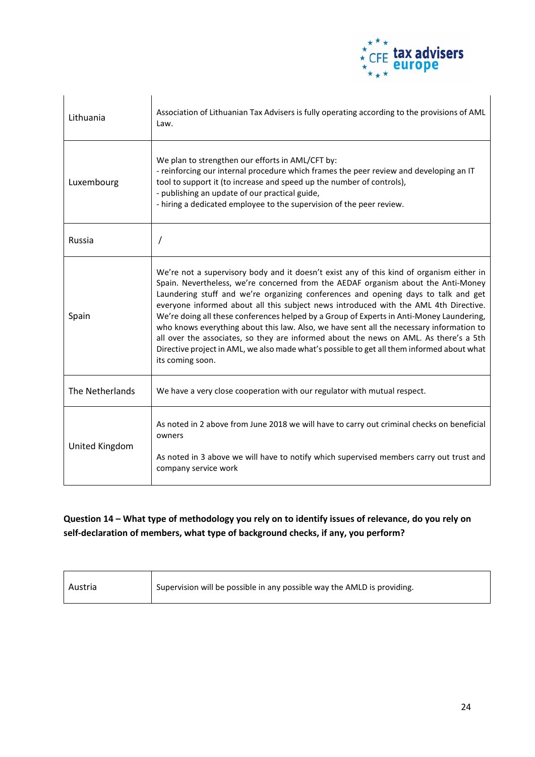| | |
|---|---|
| Lithuania | Association of Lithuanian Tax Advisers is fully operating according to the provisions of AML Law. |
| Luxembourg | We plan to strengthen our efforts in AML/CFT by:<br>- reinforcing our internal procedure which frames the peer review and developing an IT tool to support it (to increase and speed up the number of controls),<br>- publishing an update of our practical guide,<br>- hiring a dedicated employee to the supervision of the peer review. |
| Russia | / |
| Spain | We're not a supervisory body and it doesn't exist any of this kind of organism either in Spain. Nevertheless, we're concerned from the AEDAF organism about the Anti-Money Laundering stuff and we're organizing conferences and opening days to talk and get everyone informed about all this subject news introduced with the AML 4th Directive. We're doing all these conferences helped by a Group of Experts in Anti-Money Laundering, who knows everything about this law. Also, we have sent all the necessary information to all over the associates, so they are informed about the news on AML. As there's a 5th Directive project in AML, we also made what's possible to get all them informed about what its coming soon. |
| The Netherlands | We have a very close cooperation with our regulator with mutual respect. |
| United Kingdom | As noted in 2 above from June 2018 we will have to carry out criminal checks on beneficial owners<br><br>As noted in 3 above we will have to notify which supervised members carry out trust and company service work |

**Question 14 – What type of methodology you rely on to identify issues of relevance, do you rely on self-declaration of members, what type of background checks, if any, you perform?**

| | |
|---|---|
| Austria | Supervision will be possible in any possible way the AMLD is providing. |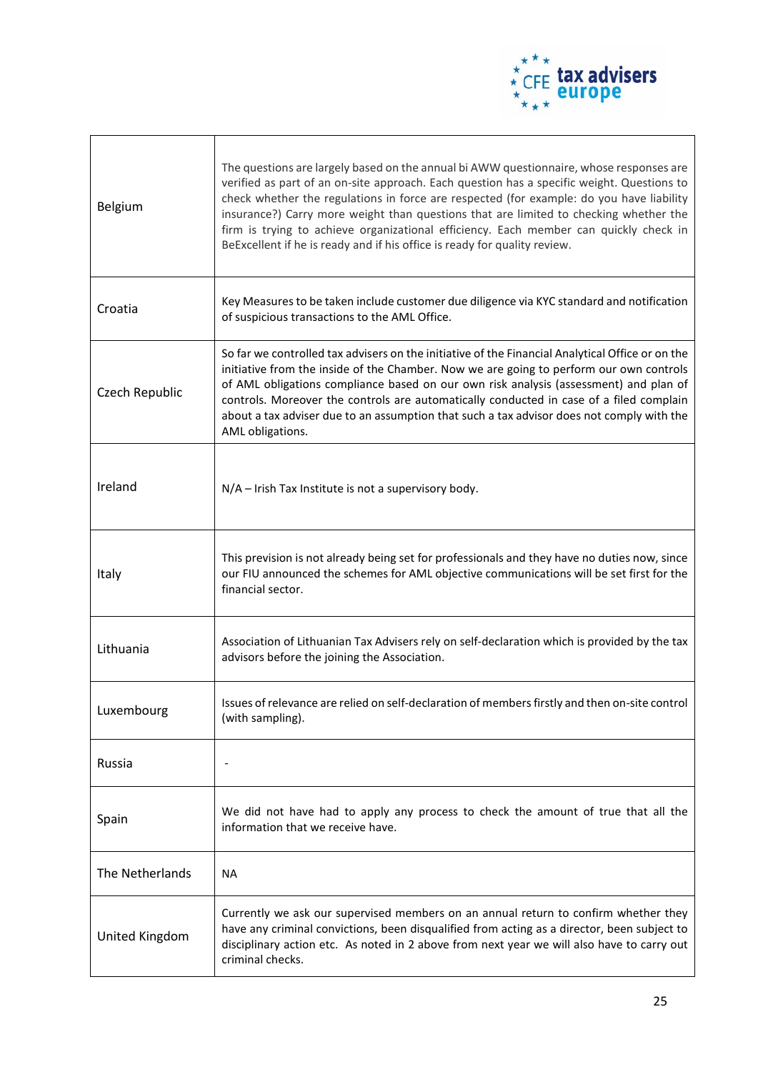| | |
|---|---|
| Belgium | The questions are largely based on the annual bi AWW questionnaire, whose responses are verified as part of an on-site approach. Each question has a specific weight. Questions to check whether the regulations in force are respected (for example: do you have liability insurance?) Carry more weight than questions that are limited to checking whether the firm is trying to achieve organizational efficiency. Each member can quickly check in BeExcellent if he is ready and if his office is ready for quality review. |
| Croatia | Key Measures to be taken include customer due diligence via KYC standard and notification of suspicious transactions to the AML Office. |
| Czech Republic | So far we controlled tax advisers on the initiative of the Financial Analytical Office or on the initiative from the inside of the Chamber. Now we are going to perform our own controls of AML obligations compliance based on our own risk analysis (assessment) and plan of controls. Moreover the controls are automatically conducted in case of a filed complain about a tax adviser due to an assumption that such a tax advisor does not comply with the AML obligations. |
| Ireland | N/A – Irish Tax Institute is not a supervisory body. |
| Italy | This prevision is not already being set for professionals and they have no duties now, since our FIU announced the schemes for AML objective communications will be set first for the financial sector. |
| Lithuania | Association of Lithuanian Tax Advisers rely on self-declaration which is provided by the tax advisors before the joining the Association. |
| Luxembourg | Issues of relevance are relied on self-declaration of members firstly and then on-site control (with sampling). |
| Russia | - |
| Spain | We did not have had to apply any process to check the amount of true that all the information that we receive have. |
| The Netherlands | NA |
| United Kingdom | Currently we ask our supervised members on an annual return to confirm whether they have any criminal convictions, been disqualified from acting as a director, been subject to disciplinary action etc. As noted in 2 above from next year we will also have to carry out criminal checks. |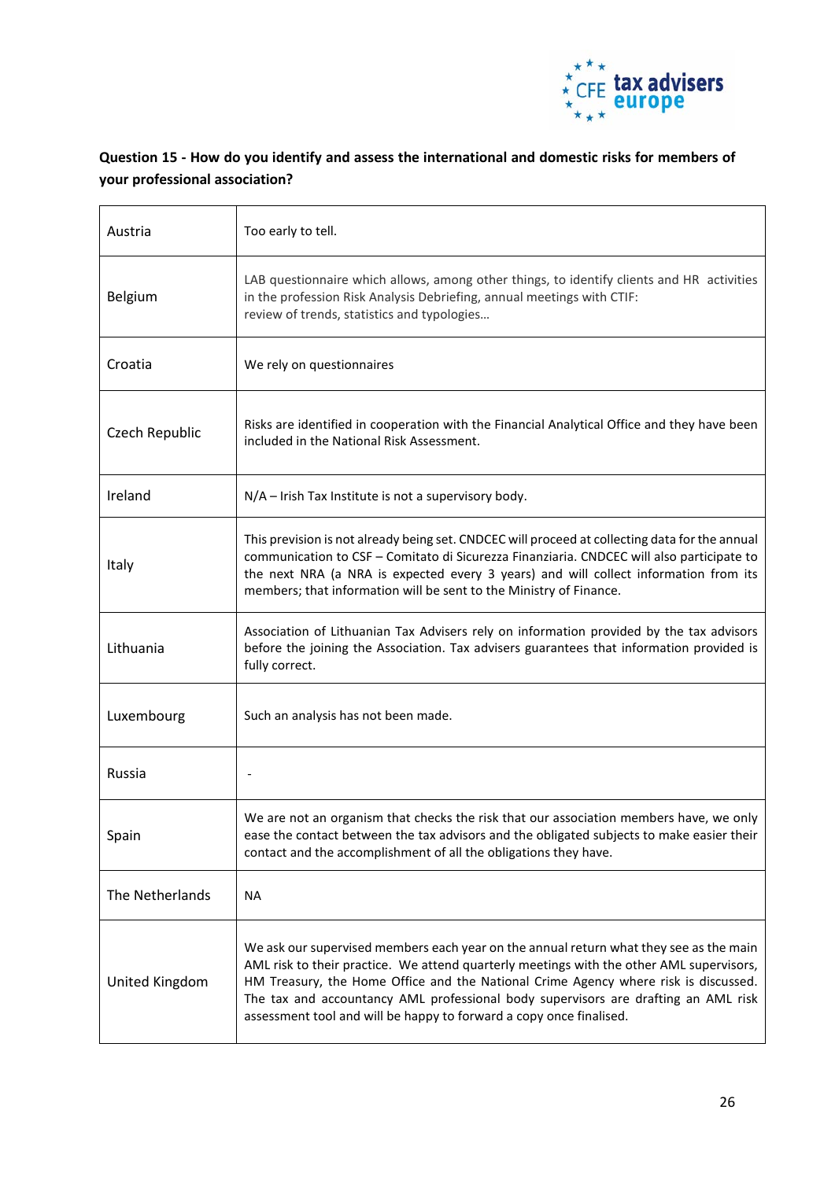**Question 15 - How do you identify and assess the international and domestic risks for members of your professional association?**

| | |
|---|---|
| Austria | Too early to tell. |
| Belgium | LAB questionnaire which allows, among other things, to identify clients and HR activities in the profession Risk Analysis Debriefing, annual meetings with CTIF:<br>review of trends, statistics and typologies… |
| Croatia | We rely on questionnaires |
| Czech Republic | Risks are identified in cooperation with the Financial Analytical Office and they have been included in the National Risk Assessment. |
| Ireland | N/A – Irish Tax Institute is not a supervisory body. |
| Italy | This prevision is not already being set. CNDCEC will proceed at collecting data for the annual communication to CSF – Comitato di Sicurezza Finanziaria. CNDCEC will also participate to the next NRA (a NRA is expected every 3 years) and will collect information from its members; that information will be sent to the Ministry of Finance. |
| Lithuania | Association of Lithuanian Tax Advisers rely on information provided by the tax advisors before the joining the Association. Tax advisers guarantees that information provided is fully correct. |
| Luxembourg | Such an analysis has not been made. |
| Russia | - |
| Spain | We are not an organism that checks the risk that our association members have, we only ease the contact between the tax advisors and the obligated subjects to make easier their contact and the accomplishment of all the obligations they have. |
| The Netherlands | NA |
| United Kingdom | We ask our supervised members each year on the annual return what they see as the main AML risk to their practice. We attend quarterly meetings with the other AML supervisors, HM Treasury, the Home Office and the National Crime Agency where risk is discussed. The tax and accountancy AML professional body supervisors are drafting an AML risk assessment tool and will be happy to forward a copy once finalised. |